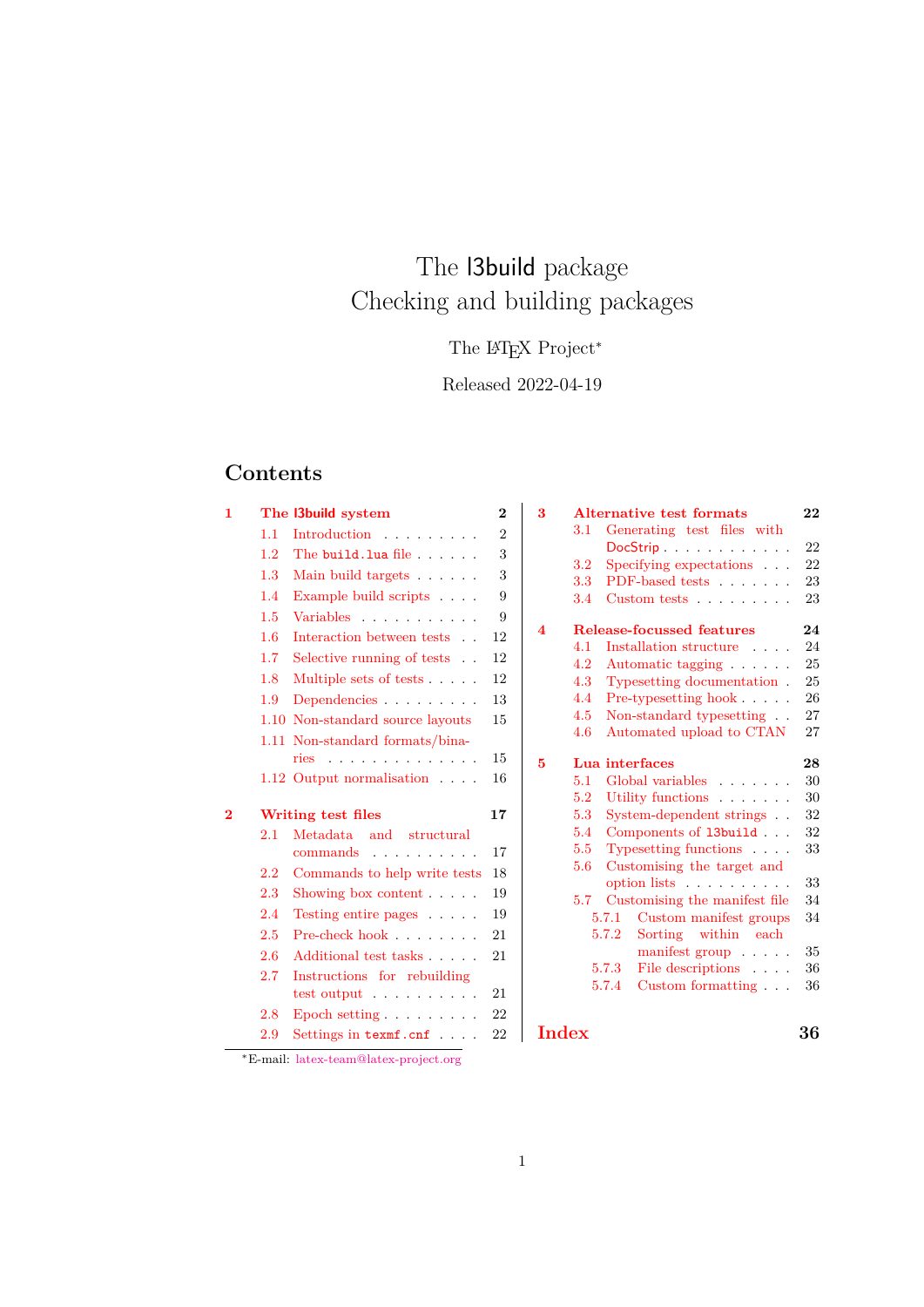# The l3build package
# Checking and building packages

The LaTeX Project*

Released 2022-04-19

## Contents

- **1 The l3build system** — 2
  - 1.1 Introduction — 2
  - 1.2 The `build.lua` file — 3
  - 1.3 Main build targets — 3
  - 1.4 Example build scripts — 9
  - 1.5 Variables — 9
  - 1.6 Interaction between tests — 12
  - 1.7 Selective running of tests — 12
  - 1.8 Multiple sets of tests — 12
  - 1.9 Dependencies — 13
  - 1.10 Non-standard source layouts — 15
  - 1.11 Non-standard formats/binaries — 15
  - 1.12 Output normalisation — 16
- **2 Writing test files** — 17
  - 2.1 Metadata and structural commands — 17
  - 2.2 Commands to help write tests — 18
  - 2.3 Showing box content — 19
  - 2.4 Testing entire pages — 19
  - 2.5 Pre-check hook — 21
  - 2.6 Additional test tasks — 21
  - 2.7 Instructions for rebuilding test output — 21
  - 2.8 Epoch setting — 22
  - 2.9 Settings in `texmf.cnf` — 22
- **3 Alternative test formats** — 22
  - 3.1 Generating test files with DocStrip — 22
  - 3.2 Specifying expectations — 22
  - 3.3 PDF-based tests — 23
  - 3.4 Custom tests — 23
- **4 Release-focussed features** — 24
  - 4.1 Installation structure — 24
  - 4.2 Automatic tagging — 25
  - 4.3 Typesetting documentation — 25
  - 4.4 Pre-typesetting hook — 26
  - 4.5 Non-standard typesetting — 27
  - 4.6 Automated upload to CTAN — 27
- **5 Lua interfaces** — 28
  - 5.1 Global variables — 30
  - 5.2 Utility functions — 30
  - 5.3 System-dependent strings — 32
  - 5.4 Components of `l3build` — 32
  - 5.5 Typesetting functions — 33
  - 5.6 Customising the target and option lists — 33
  - 5.7 Customising the manifest file — 34
    - 5.7.1 Custom manifest groups — 34
    - 5.7.2 Sorting within each manifest group — 35
    - 5.7.3 File descriptions — 36
    - 5.7.4 Custom formatting — 36
- **Index** — 36

*E-mail: latex-team@latex-project.org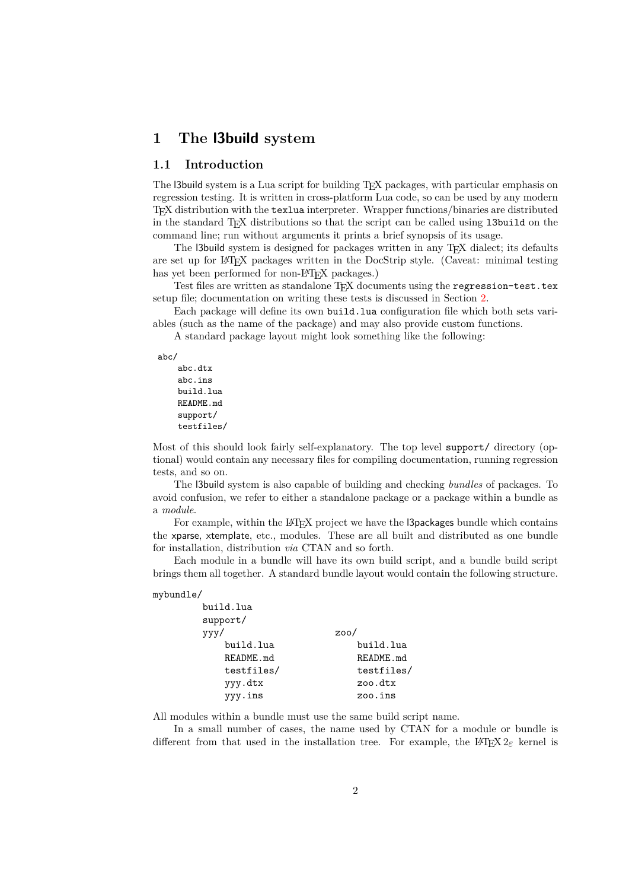# 1 The l3build system

## 1.1 Introduction

The l3build system is a Lua script for building TeX packages, with particular emphasis on regression testing. It is written in cross-platform Lua code, so can be used by any modern TeX distribution with the `texlua` interpreter. Wrapper functions/binaries are distributed in the standard TeX distributions so that the script can be called using `l3build` on the command line; run without arguments it prints a brief synopsis of its usage.

The l3build system is designed for packages written in any TeX dialect; its defaults are set up for LaTeX packages written in the DocStrip style. (Caveat: minimal testing has yet been performed for non-LaTeX packages.)

Test files are written as standalone TeX documents using the `regression-test.tex` setup file; documentation on writing these tests is discussed in Section 2.

Each package will define its own `build.lua` configuration file which both sets variables (such as the name of the package) and may also provide custom functions.

A standard package layout might look something like the following:

```
abc/
    abc.dtx
    abc.ins
    build.lua
    README.md
    support/
    testfiles/
```

Most of this should look fairly self-explanatory. The top level `support/` directory (optional) would contain any necessary files for compiling documentation, running regression tests, and so on.

The l3build system is also capable of building and checking *bundles* of packages. To avoid confusion, we refer to either a standalone package or a package within a bundle as a *module*.

For example, within the LaTeX project we have the l3packages bundle which contains the xparse, xtemplate, etc., modules. These are all built and distributed as one bundle for installation, distribution *via* CTAN and so forth.

Each module in a bundle will have its own build script, and a bundle build script brings them all together. A standard bundle layout would contain the following structure.

```
mybundle/
        build.lua
        support/
        yyy/                    zoo/
            build.lua               build.lua
            README.md               README.md
            testfiles/              testfiles/
            yyy.dtx                 zoo.dtx
            yyy.ins                 zoo.ins
```

All modules within a bundle must use the same build script name.

In a small number of cases, the name used by CTAN for a module or bundle is different from that used in the installation tree. For example, the LaTeX $2_\varepsilon$ kernel is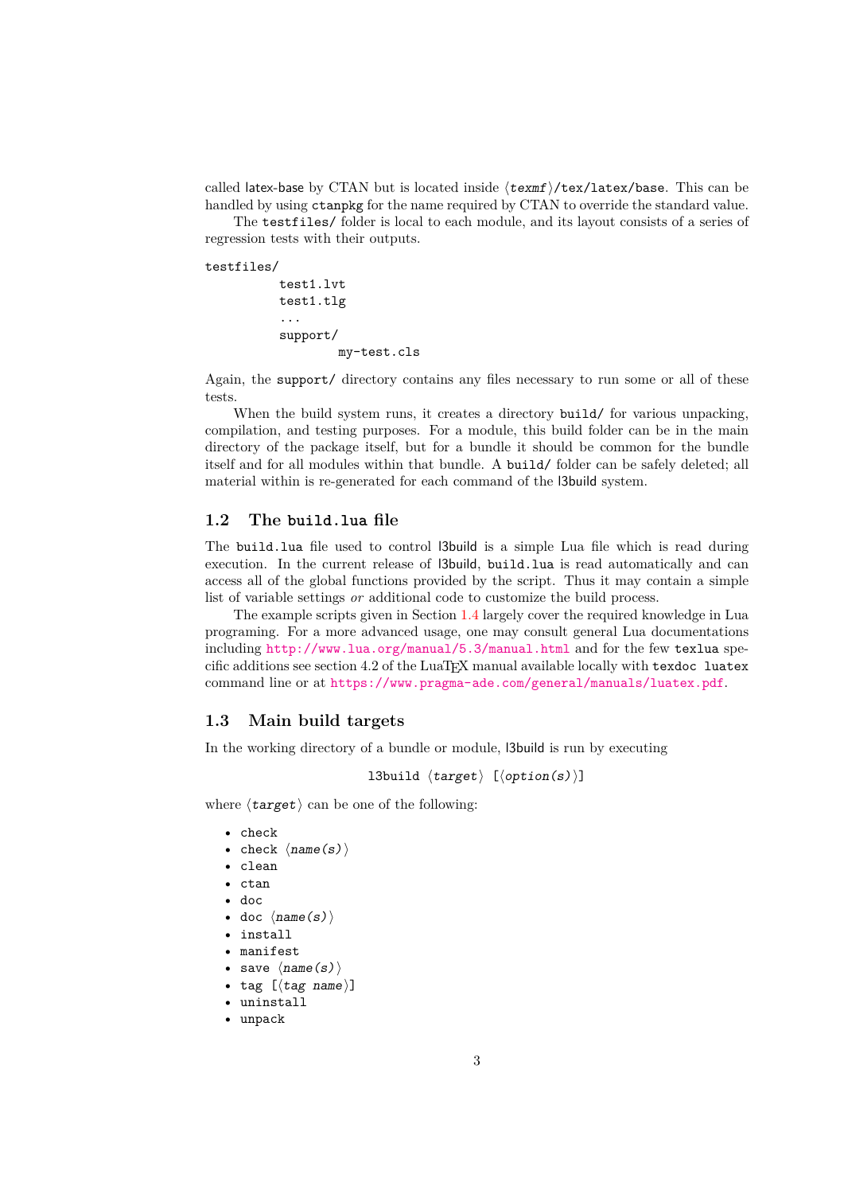called latex-base by CTAN but is located inside ⟨*texmf*⟩`/tex/latex/base`. This can be handled by using `ctanpkg` for the name required by CTAN to override the standard value.

The `testfiles/` folder is local to each module, and its layout consists of a series of regression tests with their outputs.

```
testfiles/
          test1.lvt
          test1.tlg
          ...
          support/
                  my-test.cls
```

Again, the `support/` directory contains any files necessary to run some or all of these tests.

When the build system runs, it creates a directory `build/` for various unpacking, compilation, and testing purposes. For a module, this build folder can be in the main directory of the package itself, but for a bundle it should be common for the bundle itself and for all modules within that bundle. A `build/` folder can be safely deleted; all material within is re-generated for each command of the l3build system.

## 1.2 The `build.lua` file

The `build.lua` file used to control l3build is a simple Lua file which is read during execution. In the current release of l3build, `build.lua` is read automatically and can access all of the global functions provided by the script. Thus it may contain a simple list of variable settings *or* additional code to customize the build process.

The example scripts given in Section 1.4 largely cover the required knowledge in Lua programing. For a more advanced usage, one may consult general Lua documentations including http://www.lua.org/manual/5.3/manual.html and for the few `texlua` specific additions see section 4.2 of the LuaTEX manual available locally with `texdoc luatex` command line or at https://www.pragma-ade.com/general/manuals/luatex.pdf.

## 1.3 Main build targets

In the working directory of a bundle or module, l3build is run by executing

`l3build` ⟨*target*⟩ [⟨*option(s)*⟩]

where ⟨*target*⟩ can be one of the following:

- `check`
- `check` ⟨*name(s)*⟩
- `clean`
- `ctan`
- `doc`
- `doc` ⟨*name(s)*⟩
- `install`
- `manifest`
- `save` ⟨*name(s)*⟩
- `tag` [⟨*tag name*⟩]
- `uninstall`
- `unpack`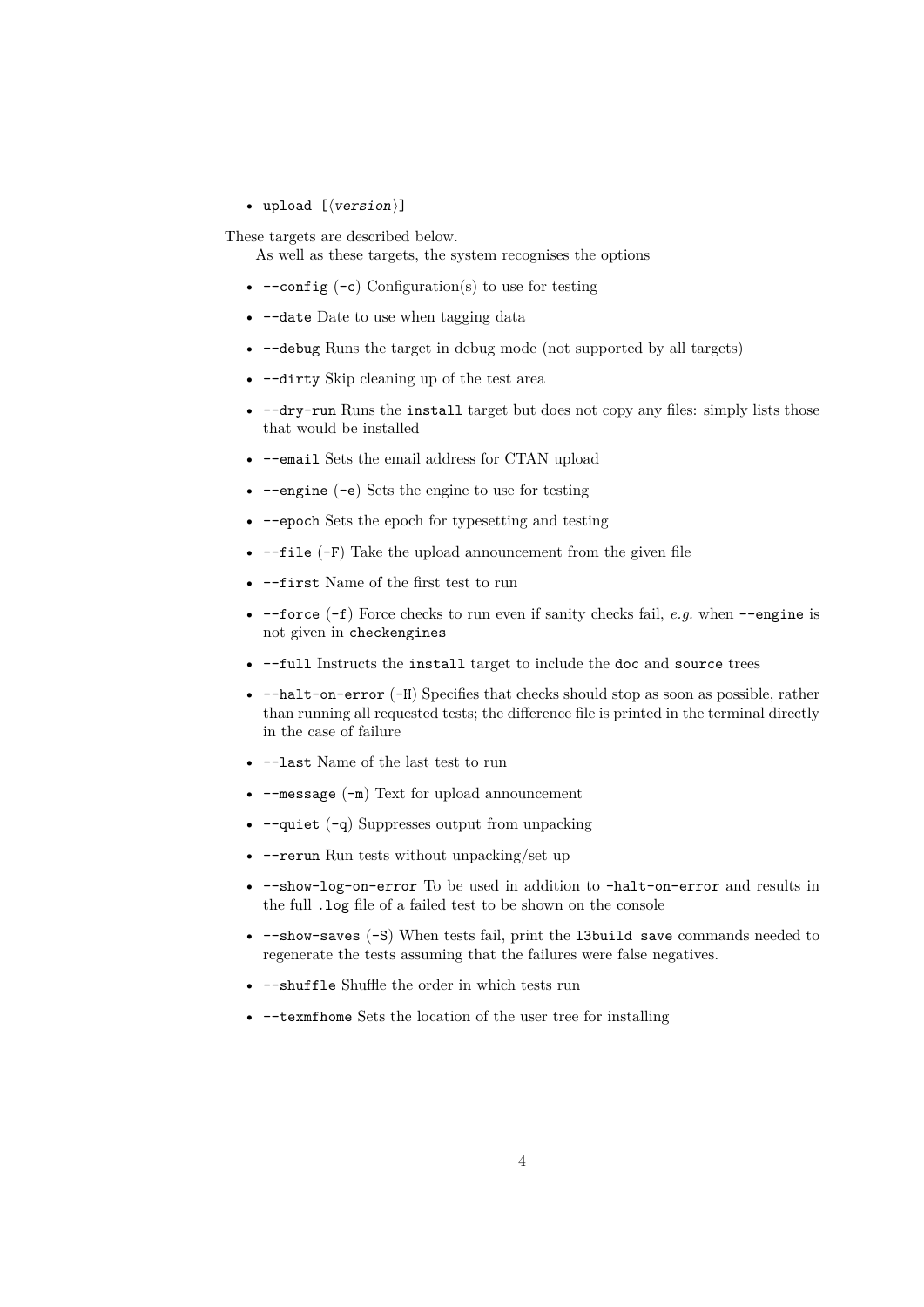- `upload [⟨version⟩]`

These targets are described below.

As well as these targets, the system recognises the options

- `--config` (`-c`) Configuration(s) to use for testing
- `--date` Date to use when tagging data
- `--debug` Runs the target in debug mode (not supported by all targets)
- `--dirty` Skip cleaning up of the test area
- `--dry-run` Runs the `install` target but does not copy any files: simply lists those that would be installed
- `--email` Sets the email address for CTAN upload
- `--engine` (`-e`) Sets the engine to use for testing
- `--epoch` Sets the epoch for typesetting and testing
- `--file` (`-F`) Take the upload announcement from the given file
- `--first` Name of the first test to run
- `--force` (`-f`) Force checks to run even if sanity checks fail, *e.g.* when `--engine` is not given in `checkengines`
- `--full` Instructs the `install` target to include the `doc` and `source` trees
- `--halt-on-error` (`-H`) Specifies that checks should stop as soon as possible, rather than running all requested tests; the difference file is printed in the terminal directly in the case of failure
- `--last` Name of the last test to run
- `--message` (`-m`) Text for upload announcement
- `--quiet` (`-q`) Suppresses output from unpacking
- `--rerun` Run tests without unpacking/set up
- `--show-log-on-error` To be used in addition to `-halt-on-error` and results in the full `.log` file of a failed test to be shown on the console
- `--show-saves` (`-S`) When tests fail, print the `l3build save` commands needed to regenerate the tests assuming that the failures were false negatives.
- `--shuffle` Shuffle the order in which tests run
- `--texmfhome` Sets the location of the user tree for installing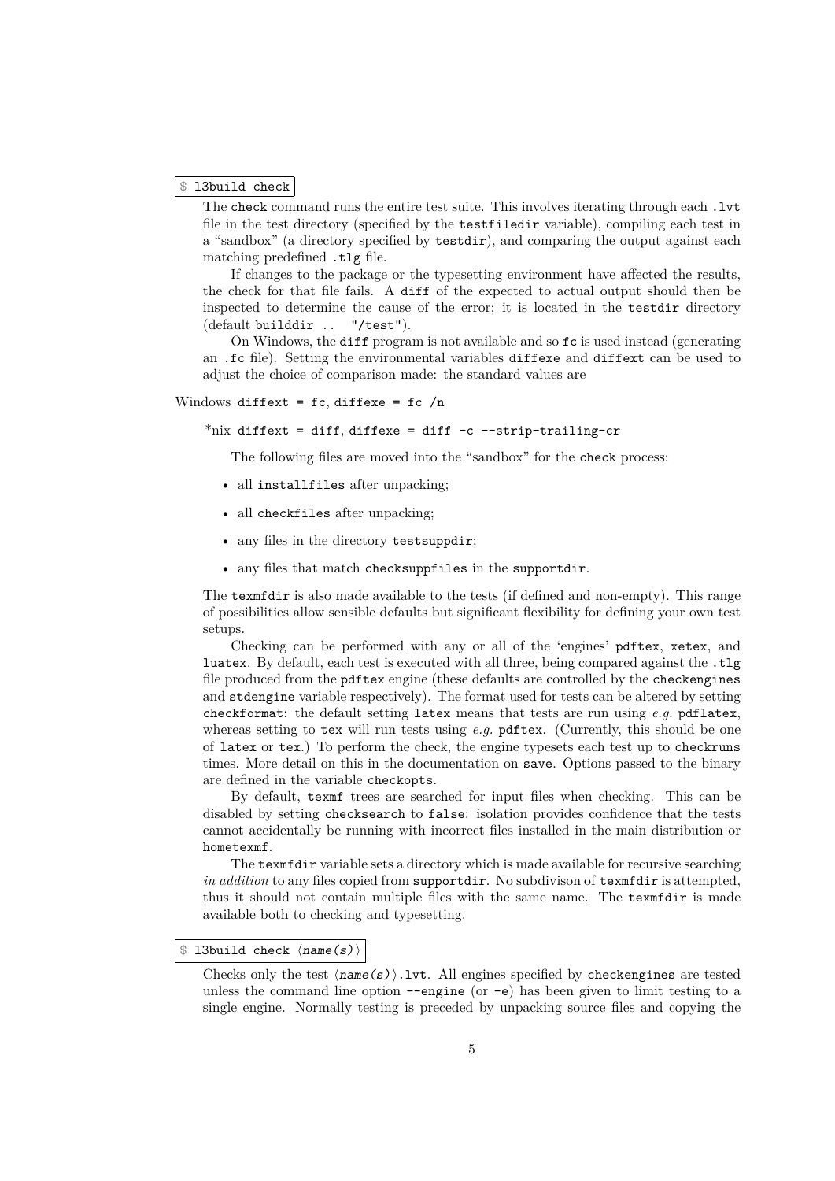`$ l3build check`

The `check` command runs the entire test suite. This involves iterating through each `.lvt` file in the test directory (specified by the `testfiledir` variable), compiling each test in a "sandbox" (a directory specified by `testdir`), and comparing the output against each matching predefined `.tlg` file.

If changes to the package or the typesetting environment have affected the results, the check for that file fails. A `diff` of the expected to actual output should then be inspected to determine the cause of the error; it is located in the `testdir` directory (default `builddir .. "/test"`).

On Windows, the `diff` program is not available and so `fc` is used instead (generating an `.fc` file). Setting the environmental variables `diffexe` and `diffext` can be used to adjust the choice of comparison made: the standard values are

Windows `diffext = fc`, `diffexe = fc /n`

\*nix `diffext = diff`, `diffexe = diff -c --strip-trailing-cr`

The following files are moved into the "sandbox" for the `check` process:

- all `installfiles` after unpacking;
- all `checkfiles` after unpacking;
- any files in the directory `testsuppdir`;
- any files that match `checksuppfiles` in the `supportdir`.

The `texmfdir` is also made available to the tests (if defined and non-empty). This range of possibilities allow sensible defaults but significant flexibility for defining your own test setups.

Checking can be performed with any or all of the 'engines' `pdftex`, `xetex`, and `luatex`. By default, each test is executed with all three, being compared against the `.tlg` file produced from the `pdftex` engine (these defaults are controlled by the `checkengines` and `stdengine` variable respectively). The format used for tests can be altered by setting `checkformat`: the default setting `latex` means that tests are run using *e.g.* `pdflatex`, whereas setting to `tex` will run tests using *e.g.* `pdftex`. (Currently, this should be one of `latex` or `tex`.) To perform the check, the engine typesets each test up to `checkruns` times. More detail on this in the documentation on `save`. Options passed to the binary are defined in the variable `checkopts`.

By default, `texmf` trees are searched for input files when checking. This can be disabled by setting `checksearch` to `false`: isolation provides confidence that the tests cannot accidentally be running with incorrect files installed in the main distribution or `hometexmf`.

The `texmfdir` variable sets a directory which is made available for recursive searching *in addition* to any files copied from `supportdir`. No subdivison of `texmfdir` is attempted, thus it should not contain multiple files with the same name. The `texmfdir` is made available both to checking and typesetting.

`$ l3build check ⟨name(s)⟩`

Checks only the test `⟨name(s)⟩.lvt`. All engines specified by `checkengines` are tested unless the command line option `--engine` (or `-e`) has been given to limit testing to a single engine. Normally testing is preceded by unpacking source files and copying the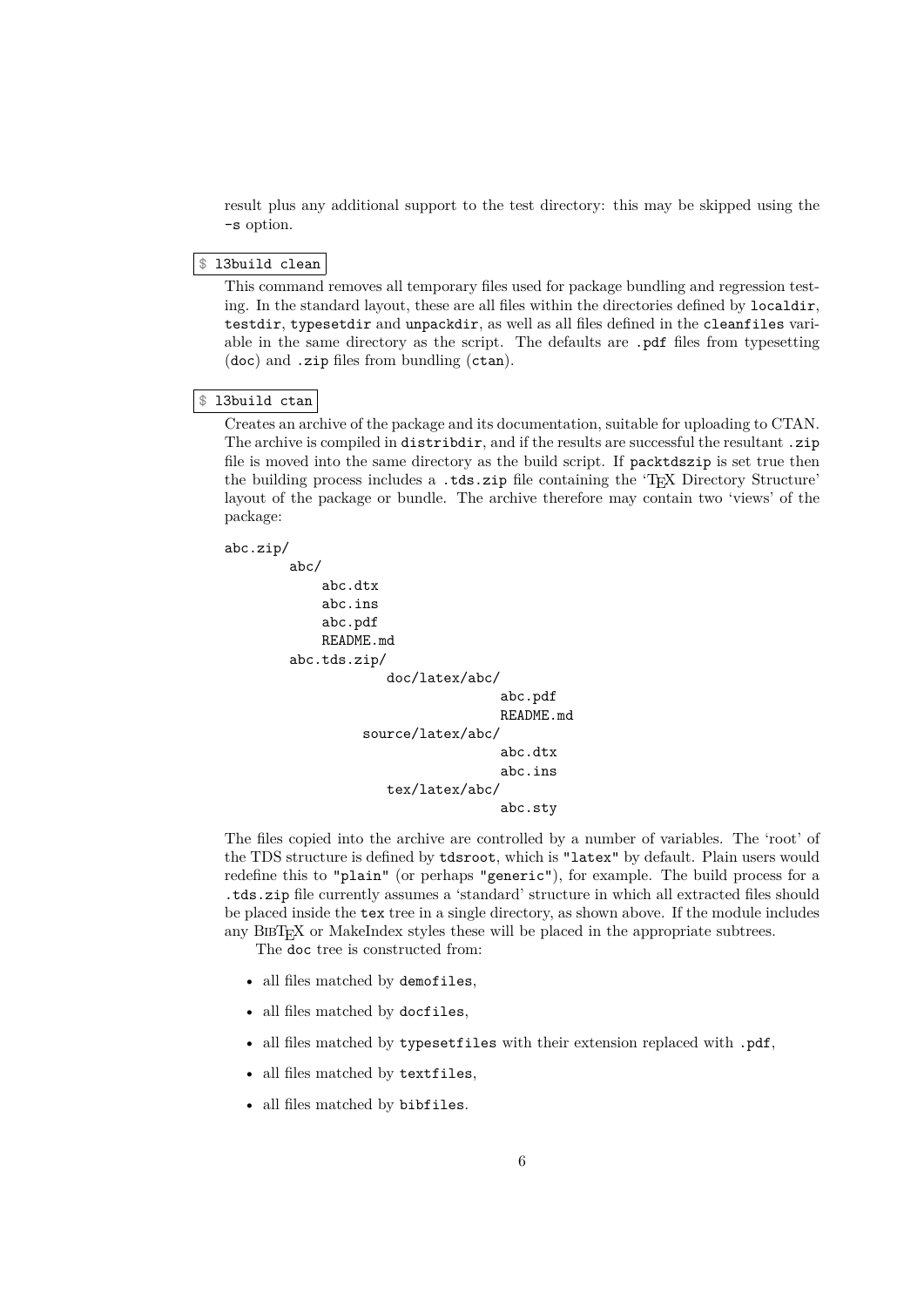result plus any additional support to the test directory: this may be skipped using the `-s` option.

`$ l3build clean`

This command removes all temporary files used for package bundling and regression testing. In the standard layout, these are all files within the directories defined by `localdir`, `testdir`, `typesetdir` and `unpackdir`, as well as all files defined in the `cleanfiles` variable in the same directory as the script. The defaults are `.pdf` files from typesetting (`doc`) and `.zip` files from bundling (`ctan`).

`$ l3build ctan`

Creates an archive of the package and its documentation, suitable for uploading to CTAN. The archive is compiled in `distribdir`, and if the results are successful the resultant `.zip` file is moved into the same directory as the build script. If `packtdszip` is set true then the building process includes a `.tds.zip` file containing the 'TEX Directory Structure' layout of the package or bundle. The archive therefore may contain two 'views' of the package:

```
abc.zip/
        abc/
            abc.dtx
            abc.ins
            abc.pdf
            README.md
        abc.tds.zip/
                    doc/latex/abc/
                                   abc.pdf
                                   README.md
                 source/latex/abc/
                                   abc.dtx
                                   abc.ins
                    tex/latex/abc/
                                   abc.sty
```

The files copied into the archive are controlled by a number of variables. The 'root' of the TDS structure is defined by `tdsroot`, which is `"latex"` by default. Plain users would redefine this to `"plain"` (or perhaps `"generic"`), for example. The build process for a `.tds.zip` file currently assumes a 'standard' structure in which all extracted files should be placed inside the `tex` tree in a single directory, as shown above. If the module includes any BIBTEX or MakeIndex styles these will be placed in the appropriate subtrees.

The `doc` tree is constructed from:

- all files matched by `demofiles`,
- all files matched by `docfiles`,
- all files matched by `typesetfiles` with their extension replaced with `.pdf`,
- all files matched by `textfiles`,
- all files matched by `bibfiles`.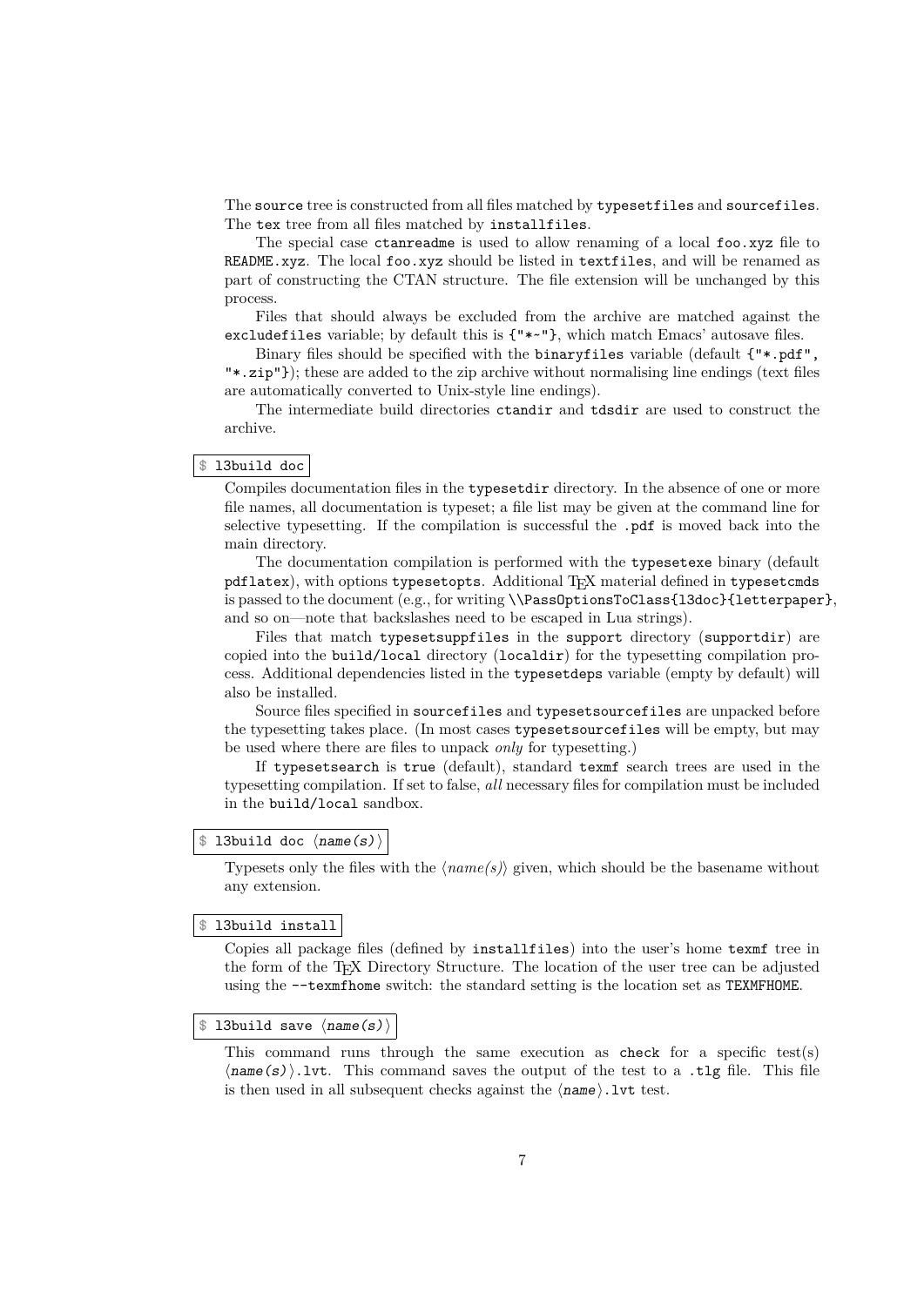The `source` tree is constructed from all files matched by `typesetfiles` and `sourcefiles`. The `tex` tree from all files matched by `installfiles`.

The special case `ctanreadme` is used to allow renaming of a local `foo.xyz` file to `README.xyz`. The local `foo.xyz` should be listed in `textfiles`, and will be renamed as part of constructing the CTAN structure. The file extension will be unchanged by this process.

Files that should always be excluded from the archive are matched against the `excludefiles` variable; by default this is `{"*~"}`, which match Emacs' autosave files.

Binary files should be specified with the `binaryfiles` variable (default `{"*.pdf", "*.zip"}`); these are added to the zip archive without normalising line endings (text files are automatically converted to Unix-style line endings).

The intermediate build directories `ctandir` and `tdsdir` are used to construct the archive.

`$ l3build doc`

Compiles documentation files in the `typesetdir` directory. In the absence of one or more file names, all documentation is typeset; a file list may be given at the command line for selective typesetting. If the compilation is successful the `.pdf` is moved back into the main directory.

The documentation compilation is performed with the `typesetexe` binary (default `pdflatex`), with options `typesetopts`. Additional TeX material defined in `typesetcmds` is passed to the document (e.g., for writing `\\PassOptionsToClass{l3doc}{letterpaper}`, and so on—note that backslashes need to be escaped in Lua strings).

Files that match `typesetsuppfiles` in the `support` directory (`supportdir`) are copied into the `build/local` directory (`localdir`) for the typesetting compilation process. Additional dependencies listed in the `typesetdeps` variable (empty by default) will also be installed.

Source files specified in `sourcefiles` and `typesetsourcefiles` are unpacked before the typesetting takes place. (In most cases `typesetsourcefiles` will be empty, but may be used where there are files to unpack *only* for typesetting.)

If `typesetsearch` is `true` (default), standard `texmf` search trees are used in the typesetting compilation. If set to false, *all* necessary files for compilation must be included in the `build/local` sandbox.

`$ l3build doc ⟨name(s)⟩`

Typesets only the files with the ⟨*name(s)*⟩ given, which should be the basename without any extension.

`$ l3build install`

Copies all package files (defined by `installfiles`) into the user's home `texmf` tree in the form of the TeX Directory Structure. The location of the user tree can be adjusted using the `--texmfhome` switch: the standard setting is the location set as `TEXMFHOME`.

`$ l3build save ⟨name(s)⟩`

This command runs through the same execution as `check` for a specific test(s) `⟨name(s)⟩.lvt`. This command saves the output of the test to a `.tlg` file. This file is then used in all subsequent checks against the `⟨name⟩.lvt` test.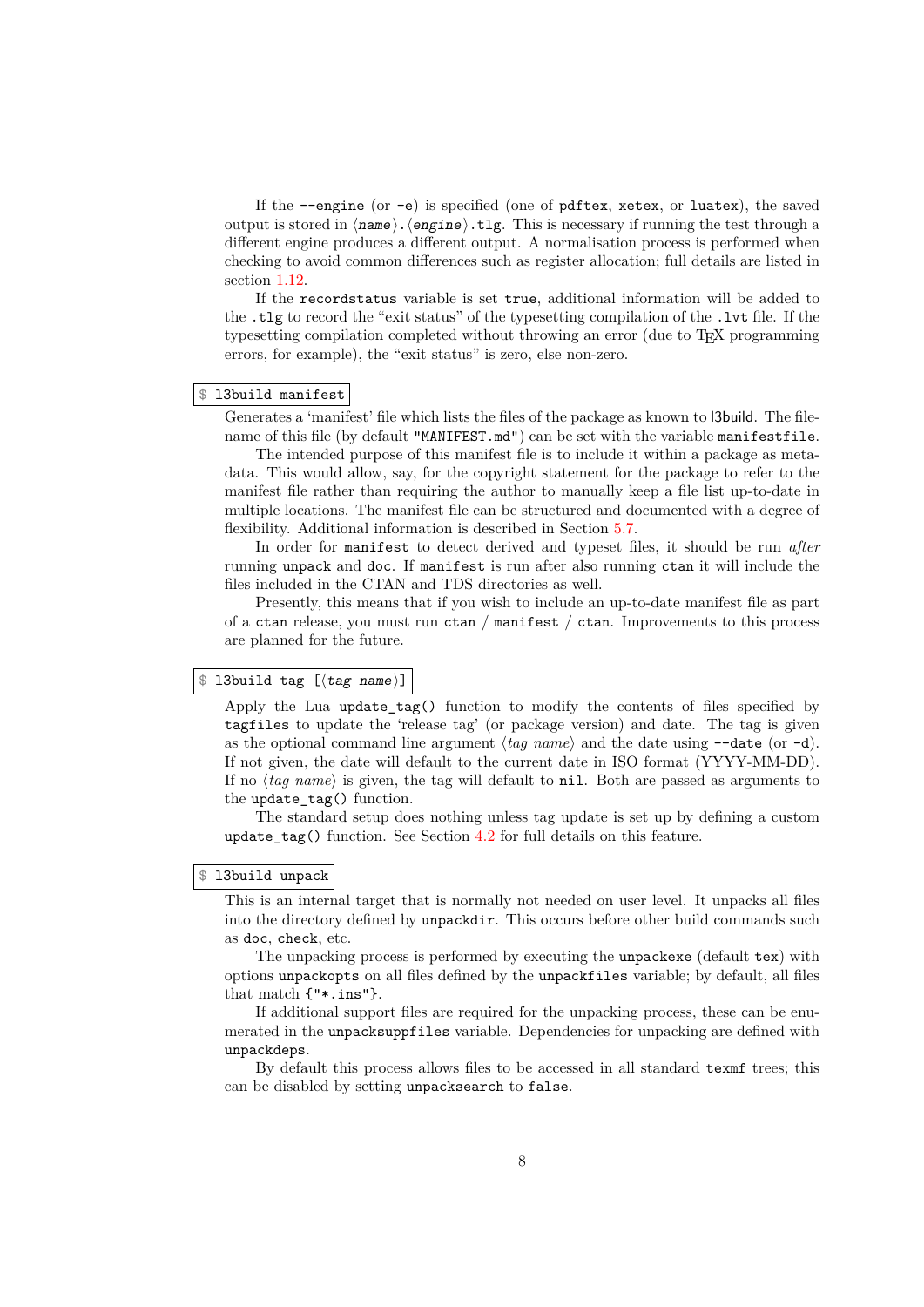If the `--engine` (or `-e`) is specified (one of `pdftex`, `xetex`, or `luatex`), the saved output is stored in ⟨*name*⟩.⟨*engine*⟩.`tlg`. This is necessary if running the test through a different engine produces a different output. A normalisation process is performed when checking to avoid common differences such as register allocation; full details are listed in section 1.12.

If the `recordstatus` variable is set `true`, additional information will be added to the `.tlg` to record the "exit status" of the typesetting compilation of the `.lvt` file. If the typesetting compilation completed without throwing an error (due to TeX programming errors, for example), the "exit status" is zero, else non-zero.

```
$ l3build manifest
```

Generates a 'manifest' file which lists the files of the package as known to l3build. The filename of this file (by default `"MANIFEST.md"`) can be set with the variable `manifestfile`.

The intended purpose of this manifest file is to include it within a package as metadata. This would allow, say, for the copyright statement for the package to refer to the manifest file rather than requiring the author to manually keep a file list up-to-date in multiple locations. The manifest file can be structured and documented with a degree of flexibility. Additional information is described in Section 5.7.

In order for `manifest` to detect derived and typeset files, it should be run *after* running `unpack` and `doc`. If `manifest` is run after also running `ctan` it will include the files included in the CTAN and TDS directories as well.

Presently, this means that if you wish to include an up-to-date manifest file as part of a `ctan` release, you must run `ctan` / `manifest` / `ctan`. Improvements to this process are planned for the future.

```
$ l3build tag [⟨tag name⟩]
```

Apply the Lua `update_tag()` function to modify the contents of files specified by `tagfiles` to update the 'release tag' (or package version) and date. The tag is given as the optional command line argument ⟨*tag name*⟩ and the date using `--date` (or `-d`). If not given, the date will default to the current date in ISO format (YYYY-MM-DD). If no ⟨*tag name*⟩ is given, the tag will default to `nil`. Both are passed as arguments to the `update_tag()` function.

The standard setup does nothing unless tag update is set up by defining a custom `update_tag()` function. See Section 4.2 for full details on this feature.

```
$ l3build unpack
```

This is an internal target that is normally not needed on user level. It unpacks all files into the directory defined by `unpackdir`. This occurs before other build commands such as `doc`, `check`, etc.

The unpacking process is performed by executing the `unpackexe` (default `tex`) with options `unpackopts` on all files defined by the `unpackfiles` variable; by default, all files that match `{"*.ins"}`.

If additional support files are required for the unpacking process, these can be enumerated in the `unpacksuppfiles` variable. Dependencies for unpacking are defined with `unpackdeps`.

By default this process allows files to be accessed in all standard `texmf` trees; this can be disabled by setting `unpacksearch` to `false`.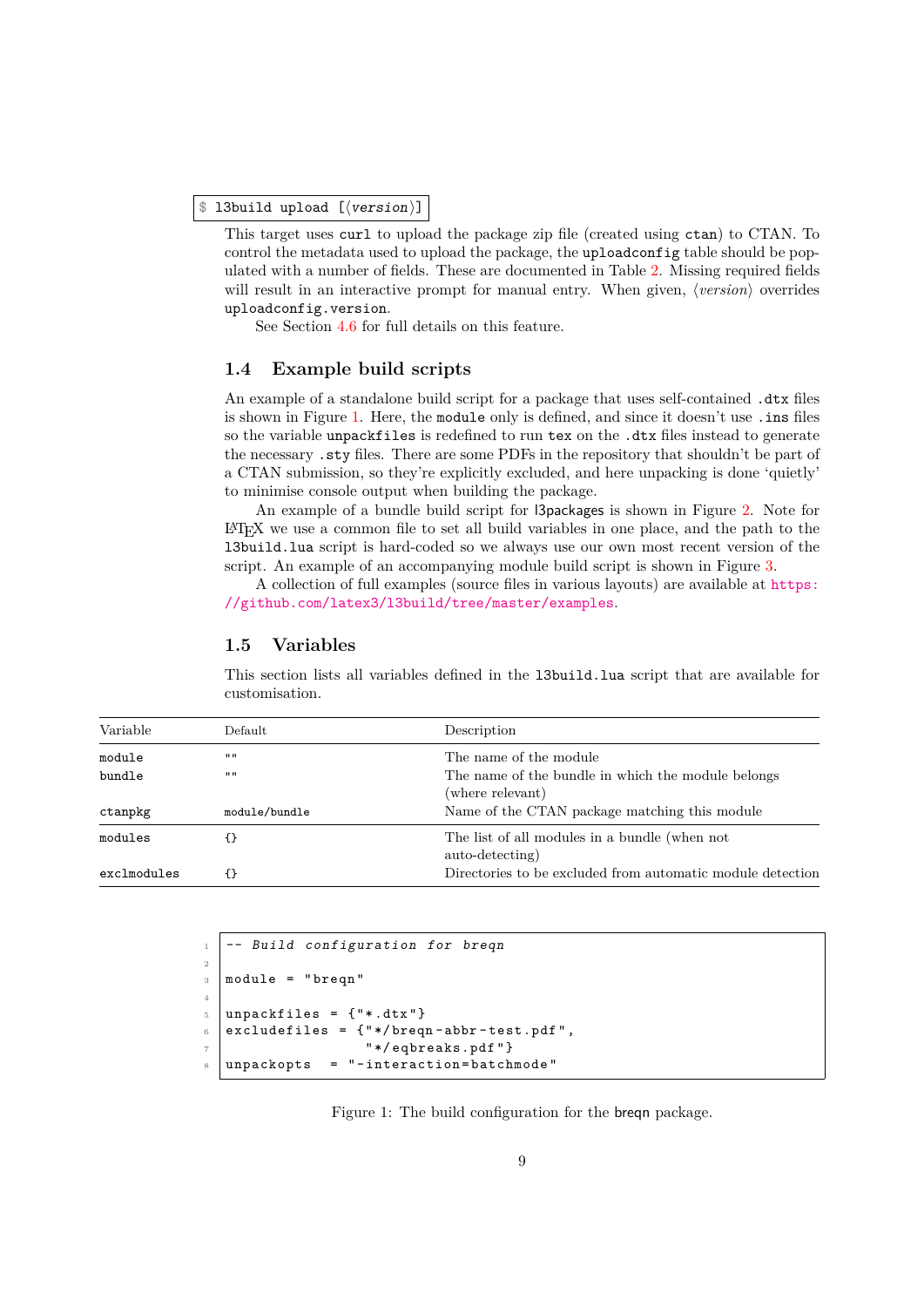`$ l3build upload [⟨version⟩]`

This target uses `curl` to upload the package zip file (created using `ctan`) to CTAN. To control the metadata used to upload the package, the `uploadconfig` table should be populated with a number of fields. These are documented in Table 2. Missing required fields will result in an interactive prompt for manual entry. When given, ⟨*version*⟩ overrides `uploadconfig.version`.

See Section 4.6 for full details on this feature.

### 1.4 Example build scripts

An example of a standalone build script for a package that uses self-contained `.dtx` files is shown in Figure 1. Here, the `module` only is defined, and since it doesn't use `.ins` files so the variable `unpackfiles` is redefined to run `tex` on the `.dtx` files instead to generate the necessary `.sty` files. There are some PDFs in the repository that shouldn't be part of a CTAN submission, so they're explicitly excluded, and here unpacking is done 'quietly' to minimise console output when building the package.

An example of a bundle build script for l3packages is shown in Figure 2. Note for LaTeX we use a common file to set all build variables in one place, and the path to the `l3build.lua` script is hard-coded so we always use our own most recent version of the script. An example of an accompanying module build script is shown in Figure 3.

A collection of full examples (source files in various layouts) are available at https://github.com/latex3/l3build/tree/master/examples.

### 1.5 Variables

This section lists all variables defined in the `l3build.lua` script that are available for customisation.

| Variable | Default | Description |
|---|---|---|
| `module` | `""` | The name of the module |
| `bundle` | `""` | The name of the bundle in which the module belongs (where relevant) |
| `ctanpkg` | `module/bundle` | Name of the CTAN package matching this module |
| `modules` | `{}` | The list of all modules in a bundle (when not auto-detecting) |
| `exclmodules` | `{}` | Directories to be excluded from automatic module detection |

```
-- Build configuration for breqn

module = "breqn"

unpackfiles = {"*.dtx"}
excludefiles = {"*/breqn-abbr-test.pdf",
                "*/eqbreaks.pdf"}
unpackopts  = "-interaction=batchmode"
```

Figure 1: The build configuration for the breqn package.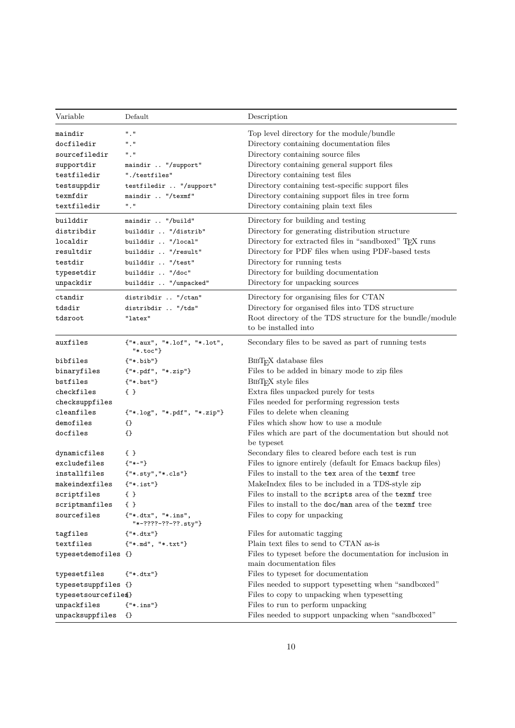| Variable | Default | Description |
|---|---|---|
| maindir | "." | Top level directory for the module/bundle |
| docfiledir | "." | Directory containing documentation files |
| sourcefiledir | "." | Directory containing source files |
| supportdir | maindir .. "/support" | Directory containing general support files |
| testfiledir | "./testfiles" | Directory containing test files |
| testsuppdir | testfiledir .. "/support" | Directory containing test-specific support files |
| texmfdir | maindir .. "/texmf" | Directory containing support files in tree form |
| textfiledir | "." | Directory containing plain text files |
| builddir | maindir .. "/build" | Directory for building and testing |
| distribdir | builddir .. "/distrib" | Directory for generating distribution structure |
| localdir | builddir .. "/local" | Directory for extracted files in "sandboxed" TeX runs |
| resultdir | builddir .. "/result" | Directory for PDF files when using PDF-based tests |
| testdir | builddir .. "/test" | Directory for running tests |
| typesetdir | builddir .. "/doc" | Directory for building documentation |
| unpackdir | builddir .. "/unpacked" | Directory for unpacking sources |
| ctandir | distribdir .. "/ctan" | Directory for organising files for CTAN |
| tdsdir | distribdir .. "/tds" | Directory for organised files into TDS structure |
| tdsroot | "latex" | Root directory of the TDS structure for the bundle/module to be installed into |
| auxfiles | {"*.aux", "*.lof", "*.lot", "*.toc"} | Secondary files to be saved as part of running tests |
| bibfiles | {"*.bib"} | BibTeX database files |
| binaryfiles | {"*.pdf", "*.zip"} | Files to be added in binary mode to zip files |
| bstfiles | {"*.bst"} | BibTeX style files |
| checkfiles | { } | Extra files unpacked purely for tests |
| checksuppfiles | | Files needed for performing regression tests |
| cleanfiles | {"*.log", "*.pdf", "*.zip"} | Files to delete when cleaning |
| demofiles | {} | Files which show how to use a module |
| docfiles | {} | Files which are part of the documentation but should not be typeset |
| dynamicfiles | { } | Secondary files to cleared before each test is run |
| excludefiles | {"*~"} | Files to ignore entirely (default for Emacs backup files) |
| installfiles | {"*.sty","*.cls"} | Files to install to the tex area of the texmf tree |
| makeindexfiles | {"*.ist"} | MakeIndex files to be included in a TDS-style zip |
| scriptfiles | { } | Files to install to the scripts area of the texmf tree |
| scriptmanfiles | { } | Files to install to the doc/man area of the texmf tree |
| sourcefiles | {"*.dtx", "*.ins", "*-????-??-??.sty"} | Files to copy for unpacking |
| tagfiles | {"*.dtx"} | Files for automatic tagging |
| textfiles | {"*.md", "*.txt"} | Plain text files to send to CTAN as-is |
| typesetdemofiles | {} | Files to typeset before the documentation for inclusion in main documentation files |
| typesetfiles | {"*.dtx"} | Files to typeset for documentation |
| typesetsuppfiles | {} | Files needed to support typesetting when "sandboxed" |
| typesetsourcefiles | {} | Files to copy to unpacking when typesetting |
| unpackfiles | {"*.ins"} | Files to run to perform unpacking |
| unpacksuppfiles | {} | Files needed to support unpacking when "sandboxed" |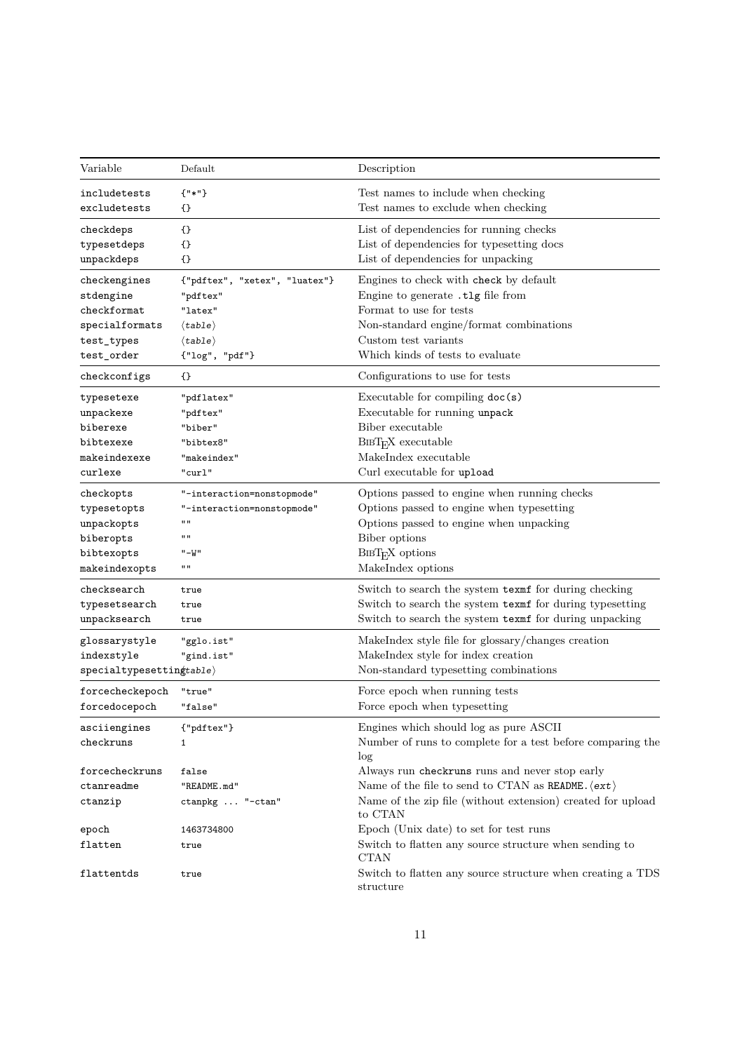| Variable | Default | Description |
|---|---|---|
| includetests | {"*"} | Test names to include when checking |
| excludetests | {} | Test names to exclude when checking |
| checkdeps | {} | List of dependencies for running checks |
| typesetdeps | {} | List of dependencies for typesetting docs |
| unpackdeps | {} | List of dependencies for unpacking |
| checkengines | {"pdftex", "xetex", "luatex"} | Engines to check with check by default |
| stdengine | "pdftex" | Engine to generate .tlg file from |
| checkformat | "latex" | Format to use for tests |
| specialformats | ⟨*table*⟩ | Non-standard engine/format combinations |
| test_types | ⟨*table*⟩ | Custom test variants |
| test_order | {"log", "pdf"} | Which kinds of tests to evaluate |
| checkconfigs | {} | Configurations to use for tests |
| typesetexe | "pdflatex" | Executable for compiling doc(s) |
| unpackexe | "pdftex" | Executable for running unpack |
| biberexe | "biber" | Biber executable |
| bibtexexe | "bibtex8" | BibTeX executable |
| makeindexexe | "makeindex" | MakeIndex executable |
| curlexe | "curl" | Curl executable for upload |
| checkopts | "-interaction=nonstopmode" | Options passed to engine when running checks |
| typesetopts | "-interaction=nonstopmode" | Options passed to engine when typesetting |
| unpackopts | "" | Options passed to engine when unpacking |
| biberopts | "" | Biber options |
| bibtexopts | "-W" | BibTeX options |
| makeindexopts | "" | MakeIndex options |
| checksearch | true | Switch to search the system texmf for during checking |
| typesetsearch | true | Switch to search the system texmf for during typesetting |
| unpacksearch | true | Switch to search the system texmf for during unpacking |
| glossarystyle | "gglo.ist" | MakeIndex style file for glossary/changes creation |
| indexstyle | "gind.ist" | MakeIndex style for index creation |
| specialtypesetting | ⟨*table*⟩ | Non-standard typesetting combinations |
| forcecheckepoch | "true" | Force epoch when running tests |
| forcedocepoch | "false" | Force epoch when typesetting |
| asciiengines | {"pdftex"} | Engines which should log as pure ASCII |
| checkruns | 1 | Number of runs to complete for a test before comparing the log |
| forcecheckruns | false | Always run checkruns runs and never stop early |
| ctanreadme | "README.md" | Name of the file to send to CTAN as README.⟨ext⟩ |
| ctanzip | ctanpkg ... "-ctan" | Name of the zip file (without extension) created for upload to CTAN |
| epoch | 1463734800 | Epoch (Unix date) to set for test runs |
| flatten | true | Switch to flatten any source structure when sending to CTAN |
| flattentds | true | Switch to flatten any source structure when creating a TDS structure |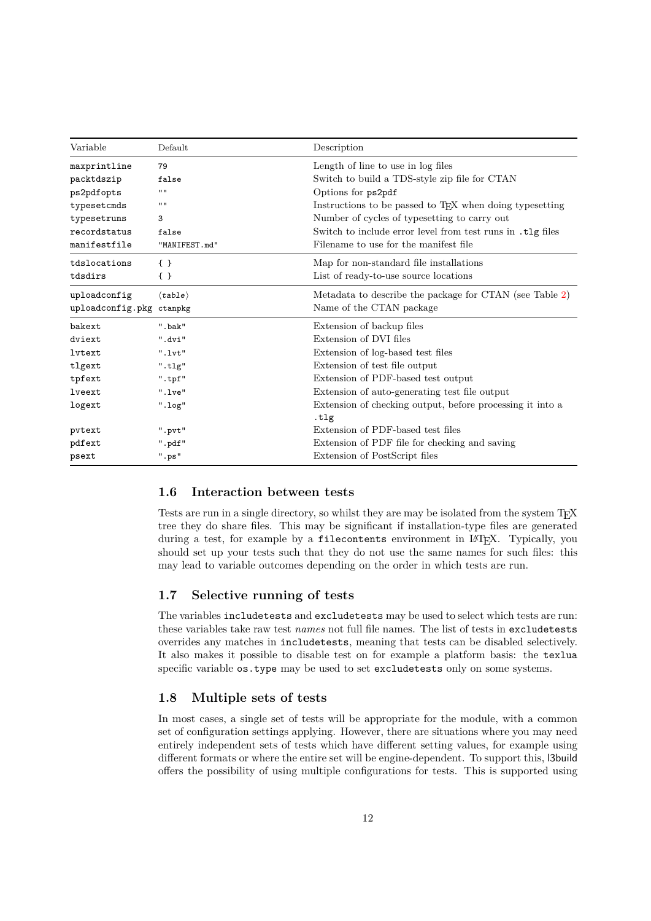| Variable | Default | Description |
|---|---|---|
| maxprintline | 79 | Length of line to use in log files |
| packtdszip | false | Switch to build a TDS-style zip file for CTAN |
| ps2pdfopts | "" | Options for ps2pdf |
| typesetcmds | "" | Instructions to be passed to TeX when doing typesetting |
| typesetruns | 3 | Number of cycles of typesetting to carry out |
| recordstatus | false | Switch to include error level from test runs in .tlg files |
| manifestfile | "MANIFEST.md" | Filename to use for the manifest file |
| tdslocations | { } | Map for non-standard file installations |
| tdsdirs | { } | List of ready-to-use source locations |
| uploadconfig | ⟨*table*⟩ | Metadata to describe the package for CTAN (see Table 2) |
| uploadconfig.pkg | ctanpkg | Name of the CTAN package |
| bakext | ".bak" | Extension of backup files |
| dviext | ".dvi" | Extension of DVI files |
| lvtext | ".lvt" | Extension of log-based test files |
| tlgext | ".tlg" | Extension of test file output |
| tpfext | ".tpf" | Extension of PDF-based test output |
| lveext | ".lve" | Extension of auto-generating test file output |
| logext | ".log" | Extension of checking output, before processing it into a .tlg |
| pvtext | ".pvt" | Extension of PDF-based test files |
| pdfext | ".pdf" | Extension of PDF file for checking and saving |
| psext | ".ps" | Extension of PostScript files |

### 1.6 Interaction between tests

Tests are run in a single directory, so whilst they are may be isolated from the system TeX tree they do share files. This may be significant if installation-type files are generated during a test, for example by a filecontents environment in LaTeX. Typically, you should set up your tests such that they do not use the same names for such files: this may lead to variable outcomes depending on the order in which tests are run.

### 1.7 Selective running of tests

The variables includetests and excludetests may be used to select which tests are run: these variables take raw test *names* not full file names. The list of tests in excludetests overrides any matches in includetests, meaning that tests can be disabled selectively. It also makes it possible to disable test on for example a platform basis: the texlua specific variable os.type may be used to set excludetests only on some systems.

### 1.8 Multiple sets of tests

In most cases, a single set of tests will be appropriate for the module, with a common set of configuration settings applying. However, there are situations where you may need entirely independent sets of tests which have different setting values, for example using different formats or where the entire set will be engine-dependent. To support this, l3build offers the possibility of using multiple configurations for tests. This is supported using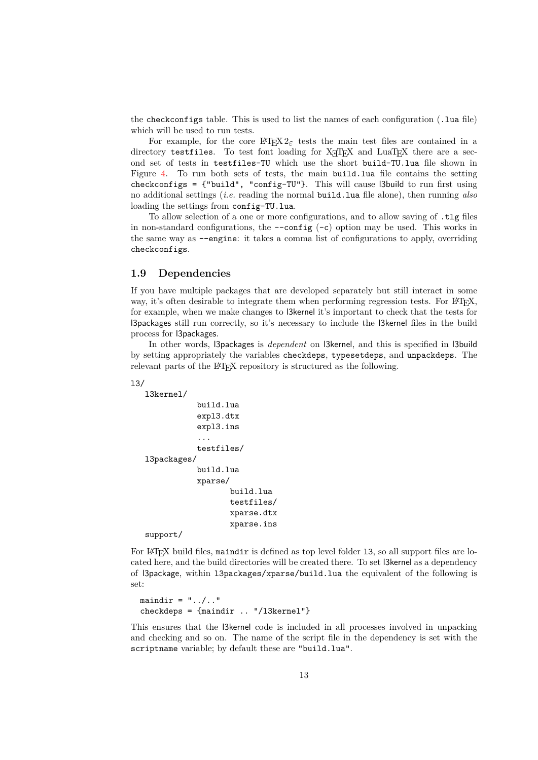the `checkconfigs` table. This is used to list the names of each configuration (`.lua` file) which will be used to run tests.

For example, for the core LaTeX2ε tests the main test files are contained in a directory `testfiles`. To test font loading for XeTeX and LuaTeX there are a second set of tests in `testfiles-TU` which use the short `build-TU.lua` file shown in Figure 4. To run both sets of tests, the main `build.lua` file contains the setting `checkconfigs = {"build", "config-TU"}`. This will cause l3build to run first using no additional settings (*i.e.* reading the normal `build.lua` file alone), then running *also* loading the settings from `config-TU.lua`.

To allow selection of a one or more configurations, and to allow saving of `.tlg` files in non-standard configurations, the `--config` (`-c`) option may be used. This works in the same way as `--engine`: it takes a comma list of configurations to apply, overriding `checkconfigs`.

## 1.9 Dependencies

If you have multiple packages that are developed separately but still interact in some way, it's often desirable to integrate them when performing regression tests. For LaTeX, for example, when we make changes to l3kernel it's important to check that the tests for l3packages still run correctly, so it's necessary to include the l3kernel files in the build process for l3packages.

In other words, l3packages is *dependent* on l3kernel, and this is specified in l3build by setting appropriately the variables `checkdeps`, `typesetdeps`, and `unpackdeps`. The relevant parts of the LaTeX repository is structured as the following.

```
l3/
   l3kernel/
             build.lua
             expl3.dtx
             expl3.ins
             ...
             testfiles/
   l3packages/
             build.lua
             xparse/
                    build.lua
                    testfiles/
                    xparse.dtx
                    xparse.ins
   support/
```

For LaTeX build files, `maindir` is defined as top level folder `l3`, so all support files are located here, and the build directories will be created there. To set l3kernel as a dependency of l3package, within `l3packages/xparse/build.lua` the equivalent of the following is set:

```
maindir = "../.."
checkdeps = {maindir .. "/l3kernel"}
```

This ensures that the l3kernel code is included in all processes involved in unpacking and checking and so on. The name of the script file in the dependency is set with the `scriptname` variable; by default these are `"build.lua"`.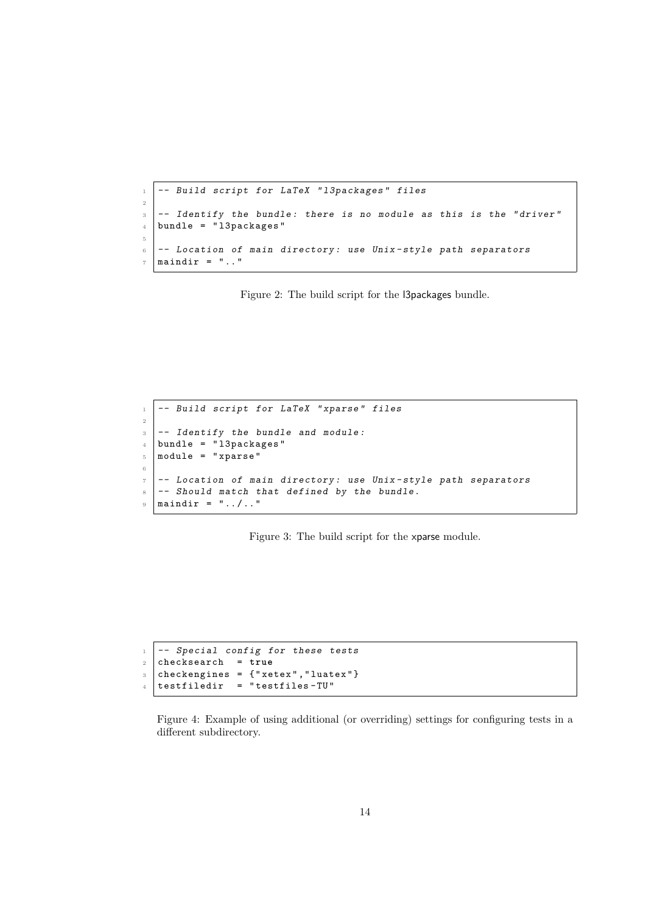```lua
-- Build script for LaTeX "l3packages" files

-- Identify the bundle: there is no module as this is the "driver"
bundle = "l3packages"

-- Location of main directory: use Unix-style path separators
maindir = ".."
```

Figure 2: The build script for the l3packages bundle.

```lua
-- Build script for LaTeX "xparse" files

-- Identify the bundle and module:
bundle = "l3packages"
module = "xparse"

-- Location of main directory: use Unix-style path separators
-- Should match that defined by the bundle.
maindir = "../.."
```

Figure 3: The build script for the xparse module.

```lua
-- Special config for these tests
checksearch  = true
checkengines = {"xetex","luatex"}
testfiledir  = "testfiles-TU"
```

Figure 4: Example of using additional (or overriding) settings for configuring tests in a different subdirectory.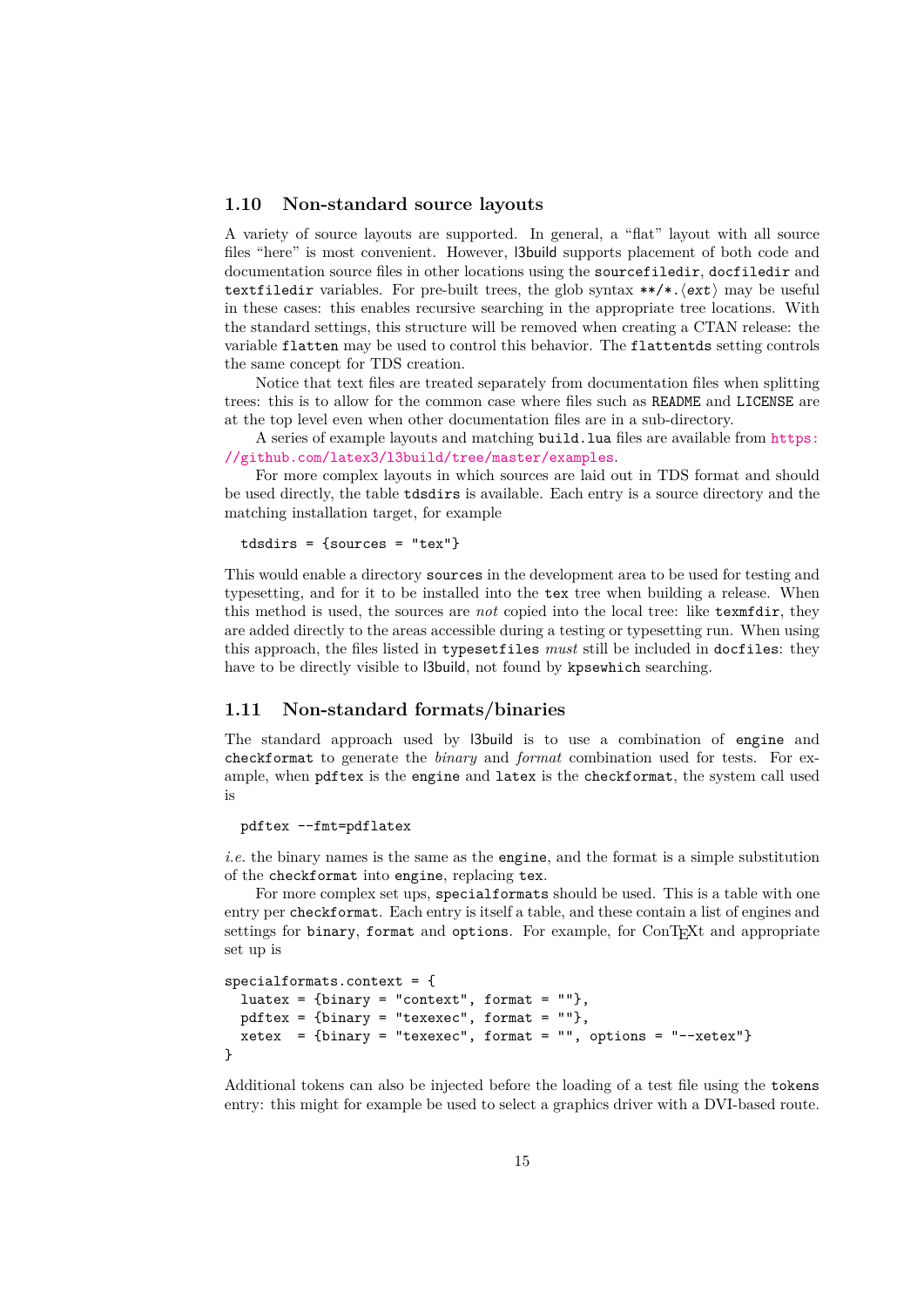## 1.10 Non-standard source layouts

A variety of source layouts are supported. In general, a "flat" layout with all source files "here" is most convenient. However, l3build supports placement of both code and documentation source files in other locations using the `sourcefiledir`, `docfiledir` and `textfiledir` variables. For pre-built trees, the glob syntax `**/*.⟨ext⟩` may be useful in these cases: this enables recursive searching in the appropriate tree locations. With the standard settings, this structure will be removed when creating a CTAN release: the variable `flatten` may be used to control this behavior. The `flattentds` setting controls the same concept for TDS creation.

Notice that text files are treated separately from documentation files when splitting trees: this is to allow for the common case where files such as `README` and `LICENSE` are at the top level even when other documentation files are in a sub-directory.

A series of example layouts and matching `build.lua` files are available from https://github.com/latex3/l3build/tree/master/examples.

For more complex layouts in which sources are laid out in TDS format and should be used directly, the table `tdsdirs` is available. Each entry is a source directory and the matching installation target, for example

```
tdsdirs = {sources = "tex"}
```

This would enable a directory `sources` in the development area to be used for testing and typesetting, and for it to be installed into the `tex` tree when building a release. When this method is used, the sources are *not* copied into the local tree: like `texmfdir`, they are added directly to the areas accessible during a testing or typesetting run. When using this approach, the files listed in `typesetfiles` *must* still be included in `docfiles`: they have to be directly visible to l3build, not found by `kpsewhich` searching.

## 1.11 Non-standard formats/binaries

The standard approach used by l3build is to use a combination of `engine` and `checkformat` to generate the *binary* and *format* combination used for tests. For example, when `pdftex` is the `engine` and `latex` is the `checkformat`, the system call used is

```
pdftex --fmt=pdflatex
```

*i.e.* the binary names is the same as the `engine`, and the format is a simple substitution of the `checkformat` into `engine`, replacing `tex`.

For more complex set ups, `specialformats` should be used. This is a table with one entry per `checkformat`. Each entry is itself a table, and these contain a list of engines and settings for `binary`, `format` and `options`. For example, for ConTEXt and appropriate set up is

```
specialformats.context = {
  luatex = {binary = "context", format = ""},
  pdftex = {binary = "texexec", format = ""},
  xetex  = {binary = "texexec", format = "", options = "--xetex"}
}
```

Additional tokens can also be injected before the loading of a test file using the `tokens` entry: this might for example be used to select a graphics driver with a DVI-based route.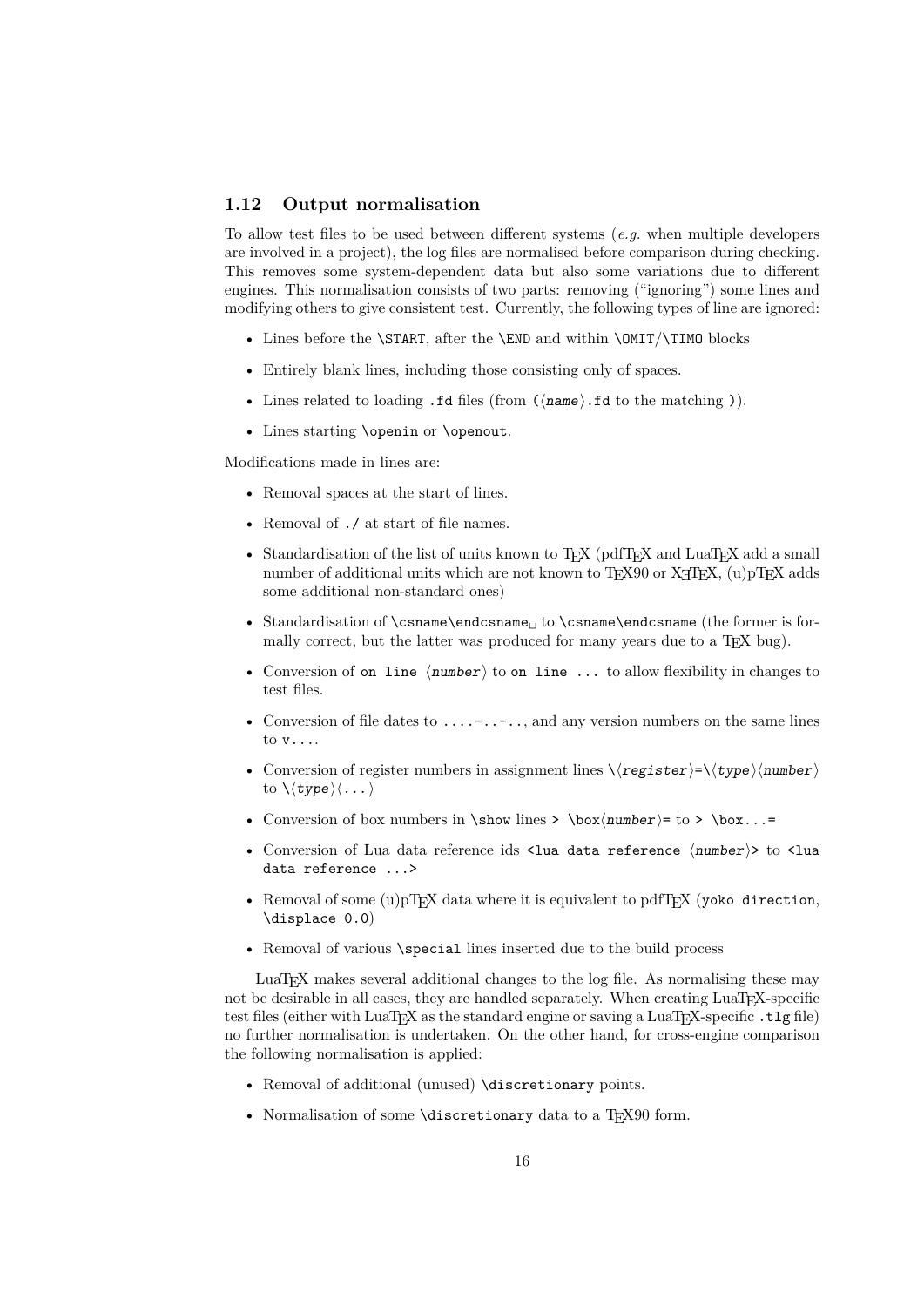### 1.12 Output normalisation

To allow test files to be used between different systems (*e.g.* when multiple developers are involved in a project), the log files are normalised before comparison during checking. This removes some system-dependent data but also some variations due to different engines. This normalisation consists of two parts: removing ("ignoring") some lines and modifying others to give consistent test. Currently, the following types of line are ignored:

- Lines before the `\START`, after the `\END` and within `\OMIT`/`\TIMO` blocks
- Entirely blank lines, including those consisting only of spaces.
- Lines related to loading `.fd` files (from `(⟨name⟩.fd` to the matching `)`).
- Lines starting `\openin` or `\openout`.

Modifications made in lines are:

- Removal spaces at the start of lines.
- Removal of `./` at start of file names.
- Standardisation of the list of units known to TeX (pdfTeX and LuaTeX add a small number of additional units which are not known to TeX90 or XeTeX, (u)pTeX adds some additional non-standard ones)
- Standardisation of `\csname\endcsname␣` to `\csname\endcsname` (the former is formally correct, but the latter was produced for many years due to a TeX bug).
- Conversion of `on line ⟨number⟩` to `on line ...` to allow flexibility in changes to test files.
- Conversion of file dates to `....-..-..`, and any version numbers on the same lines to `v....`.
- Conversion of register numbers in assignment lines `\⟨register⟩=\⟨type⟩⟨number⟩` to `\⟨type⟩⟨...⟩`
- Conversion of box numbers in `\show` lines `> \box⟨number⟩=` to `> \box...=`
- Conversion of Lua data reference ids `<lua data reference ⟨number⟩>` to `<lua data reference ...>`
- Removal of some (u)pTeX data where it is equivalent to pdfTeX (`yoko direction`, `\displace 0.0`)
- Removal of various `\special` lines inserted due to the build process

LuaTeX makes several additional changes to the log file. As normalising these may not be desirable in all cases, they are handled separately. When creating LuaTeX-specific test files (either with LuaTeX as the standard engine or saving a LuaTeX-specific `.tlg` file) no further normalisation is undertaken. On the other hand, for cross-engine comparison the following normalisation is applied:

- Removal of additional (unused) `\discretionary` points.
- Normalisation of some `\discretionary` data to a TeX90 form.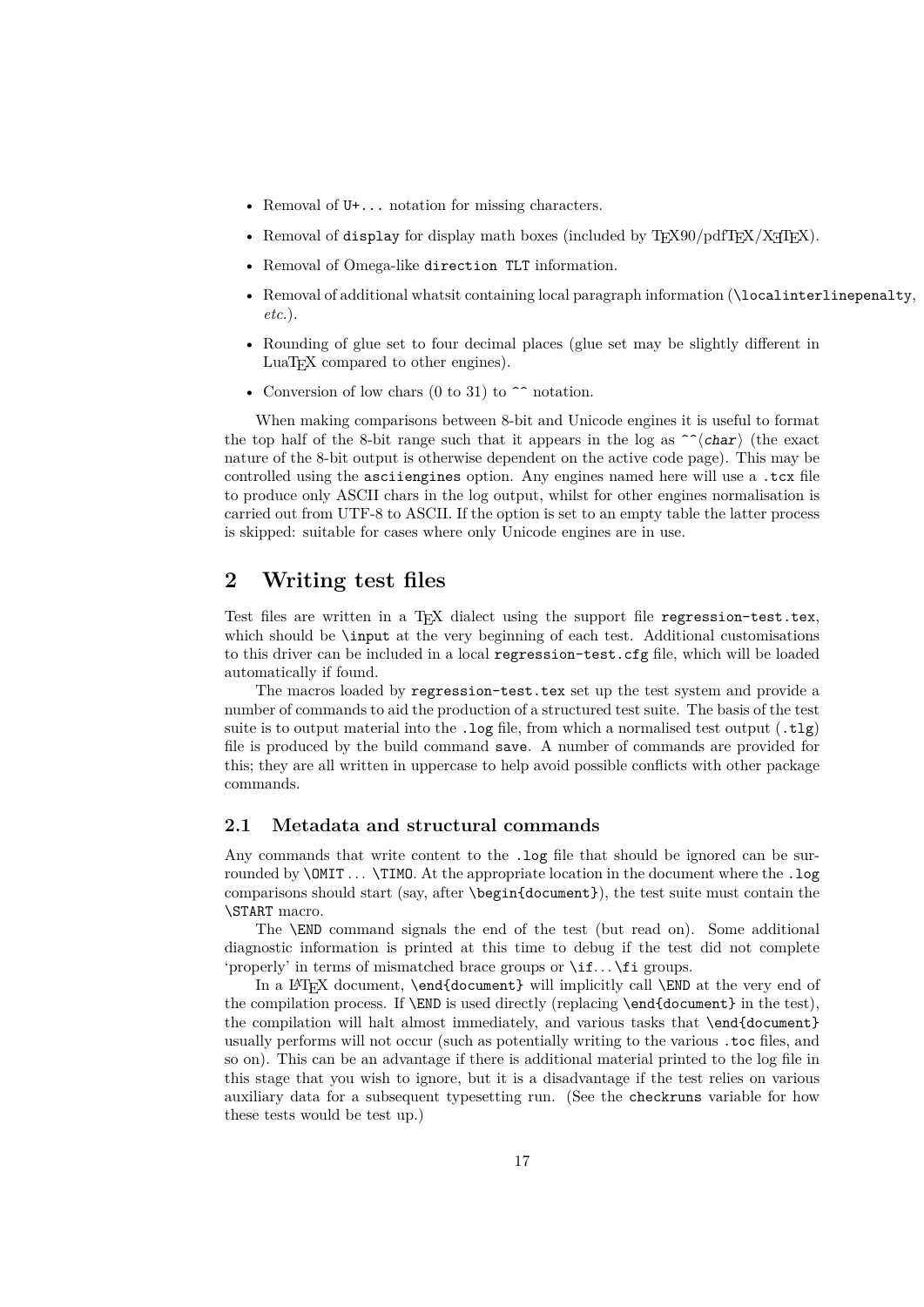- Removal of `U+...` notation for missing characters.
- Removal of `display` for display math boxes (included by TeX90/pdfTeX/XeTeX).
- Removal of Omega-like `direction TLT` information.
- Removal of additional whatsit containing local paragraph information (`\localinterlinepenalty`, *etc.*).
- Rounding of glue set to four decimal places (glue set may be slightly different in LuaTeX compared to other engines).
- Conversion of low chars (0 to 31) to `^^` notation.

When making comparisons between 8-bit and Unicode engines it is useful to format the top half of the 8-bit range such that it appears in the log as `^^`⟨*char*⟩ (the exact nature of the 8-bit output is otherwise dependent on the active code page). This may be controlled using the `asciiengines` option. Any engines named here will use a `.tcx` file to produce only ASCII chars in the log output, whilst for other engines normalisation is carried out from UTF-8 to ASCII. If the option is set to an empty table the latter process is skipped: suitable for cases where only Unicode engines are in use.

## 2 Writing test files

Test files are written in a TeX dialect using the support file `regression-test.tex`, which should be `\input` at the very beginning of each test. Additional customisations to this driver can be included in a local `regression-test.cfg` file, which will be loaded automatically if found.

The macros loaded by `regression-test.tex` set up the test system and provide a number of commands to aid the production of a structured test suite. The basis of the test suite is to output material into the `.log` file, from which a normalised test output (`.tlg`) file is produced by the build command `save`. A number of commands are provided for this; they are all written in uppercase to help avoid possible conflicts with other package commands.

### 2.1 Metadata and structural commands

Any commands that write content to the `.log` file that should be ignored can be surrounded by `\OMIT` ... `\TIMO`. At the appropriate location in the document where the `.log` comparisons should start (say, after `\begin{document}`), the test suite must contain the `\START` macro.

The `\END` command signals the end of the test (but read on). Some additional diagnostic information is printed at this time to debug if the test did not complete 'properly' in terms of mismatched brace groups or `\if`...`\fi` groups.

In a LaTeX document, `\end{document}` will implicitly call `\END` at the very end of the compilation process. If `\END` is used directly (replacing `\end{document}` in the test), the compilation will halt almost immediately, and various tasks that `\end{document}` usually performs will not occur (such as potentially writing to the various `.toc` files, and so on). This can be an advantage if there is additional material printed to the log file in this stage that you wish to ignore, but it is a disadvantage if the test relies on various auxiliary data for a subsequent typesetting run. (See the `checkruns` variable for how these tests would be test up.)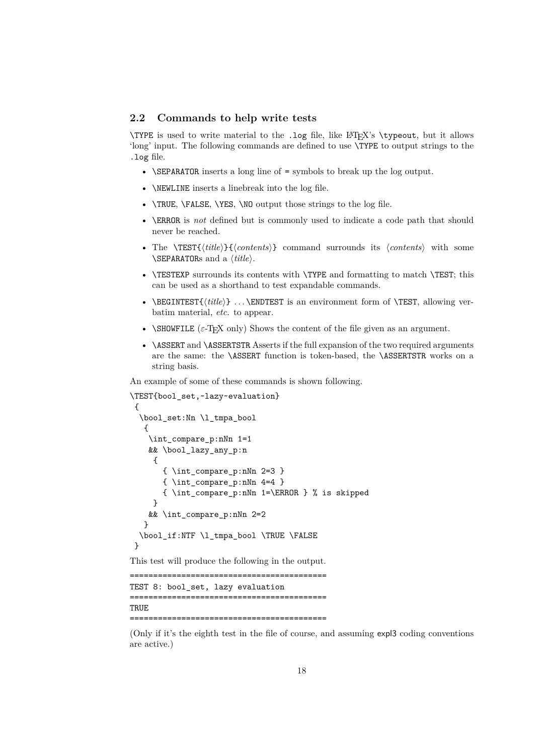## 2.2 Commands to help write tests

`\TYPE` is used to write material to the `.log` file, like LaTeX's `\typeout`, but it allows 'long' input. The following commands are defined to use `\TYPE` to output strings to the `.log` file.

- `\SEPARATOR` inserts a long line of `=` symbols to break up the log output.
- `\NEWLINE` inserts a linebreak into the log file.
- `\TRUE`, `\FALSE`, `\YES`, `\NO` output those strings to the log file.
- `\ERROR` is *not* defined but is commonly used to indicate a code path that should never be reached.
- The `\TEST{`⟨*title*⟩`}{`⟨*contents*⟩`}` command surrounds its ⟨*contents*⟩ with some `\SEPARATOR`s and a ⟨*title*⟩.
- `\TESTEXP` surrounds its contents with `\TYPE` and formatting to match `\TEST`; this can be used as a shorthand to test expandable commands.
- `\BEGINTEST{`⟨*title*⟩`}` ...`\ENDTEST` is an environment form of `\TEST`, allowing verbatim material, *etc.* to appear.
- `\SHOWFILE` ($\varepsilon$-TeX only) Shows the content of the file given as an argument.
- `\ASSERT` and `\ASSERTSTR` Asserts if the full expansion of the two required arguments are the same: the `\ASSERT` function is token-based, the `\ASSERTSTR` works on a string basis.

An example of some of these commands is shown following.

```
\TEST{bool_set,~lazy~evaluation}
 {
  \bool_set:Nn \l_tmpa_bool
   {
    \int_compare_p:nNn 1=1
    && \bool_lazy_any_p:n
     {
       { \int_compare_p:nNn 2=3 }
       { \int_compare_p:nNn 4=4 }
       { \int_compare_p:nNn 1=\ERROR } % is skipped
     }
    && \int_compare_p:nNn 2=2
   }
  \bool_if:NTF \l_tmpa_bool \TRUE \FALSE
 }
```

This test will produce the following in the output.

```
============================================
TEST 8: bool_set, lazy evaluation
============================================
TRUE
============================================
```

(Only if it's the eighth test in the file of course, and assuming expl3 coding conventions are active.)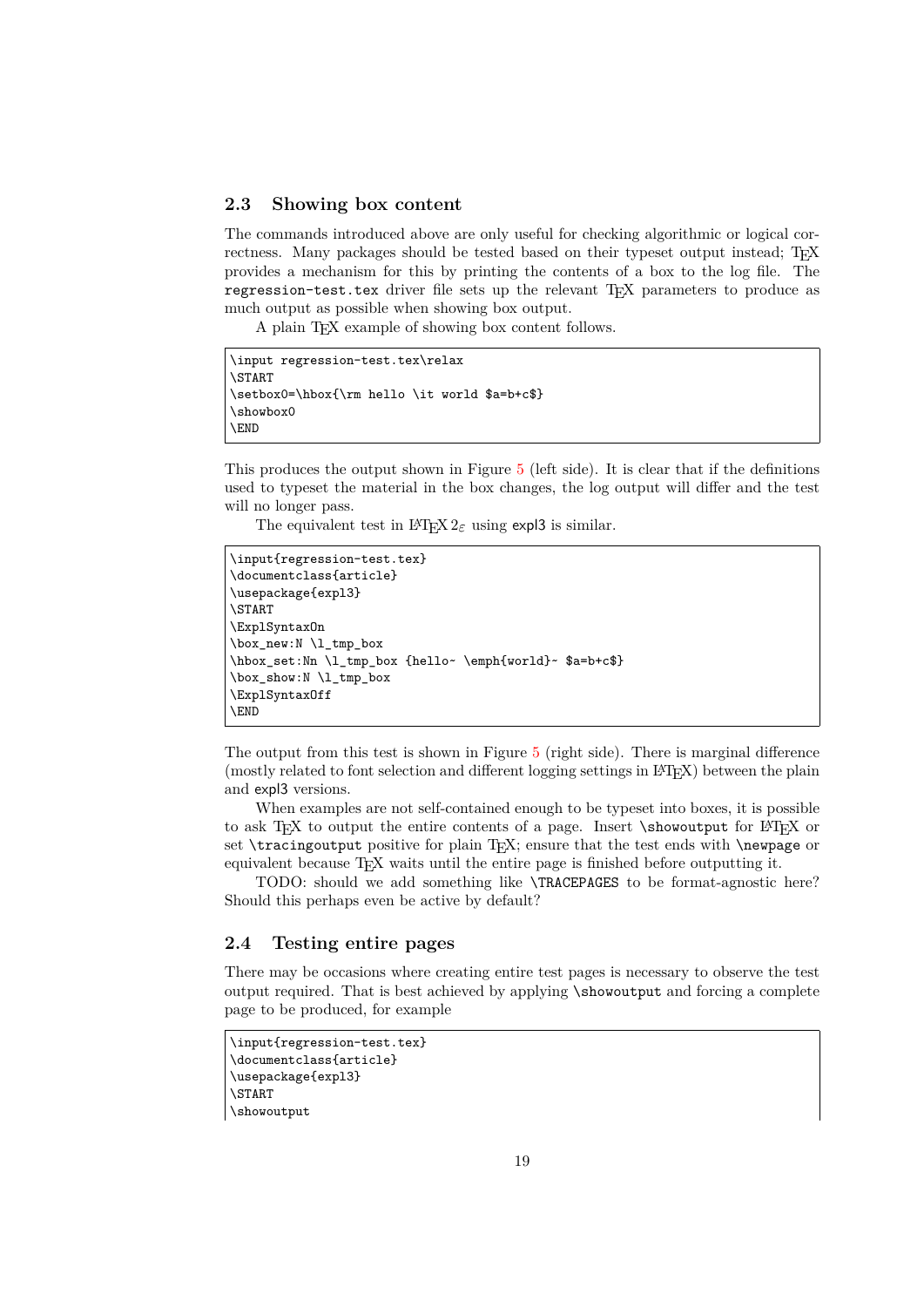### 2.3 Showing box content

The commands introduced above are only useful for checking algorithmic or logical correctness. Many packages should be tested based on their typeset output instead; TeX provides a mechanism for this by printing the contents of a box to the log file. The `regression-test.tex` driver file sets up the relevant TeX parameters to produce as much output as possible when showing box output.

A plain TeX example of showing box content follows.

```
\input regression-test.tex\relax
\START
\setbox0=\hbox{\rm hello \it world $a=b+c$}
\showbox0
\END
```

This produces the output shown in Figure 5 (left side). It is clear that if the definitions used to typeset the material in the box changes, the log output will differ and the test will no longer pass.

The equivalent test in LaTeX $2_\varepsilon$ using expl3 is similar.

```
\input{regression-test.tex}
\documentclass{article}
\usepackage{expl3}
\START
\ExplSyntaxOn
\box_new:N \l_tmp_box
\hbox_set:Nn \l_tmp_box {hello~ \emph{world}~ $a=b+c$}
\box_show:N \l_tmp_box
\ExplSyntaxOff
\END
```

The output from this test is shown in Figure 5 (right side). There is marginal difference (mostly related to font selection and different logging settings in LaTeX) between the plain and expl3 versions.

When examples are not self-contained enough to be typeset into boxes, it is possible to ask TeX to output the entire contents of a page. Insert `\showoutput` for LaTeX or set `\tracingoutput` positive for plain TeX; ensure that the test ends with `\newpage` or equivalent because TeX waits until the entire page is finished before outputting it.

TODO: should we add something like `\TRACEPAGES` to be format-agnostic here? Should this perhaps even be active by default?

### 2.4 Testing entire pages

There may be occasions where creating entire test pages is necessary to observe the test output required. That is best achieved by applying `\showoutput` and forcing a complete page to be produced, for example

```
\input{regression-test.tex}
\documentclass{article}
\usepackage{expl3}
\START
\showoutput
```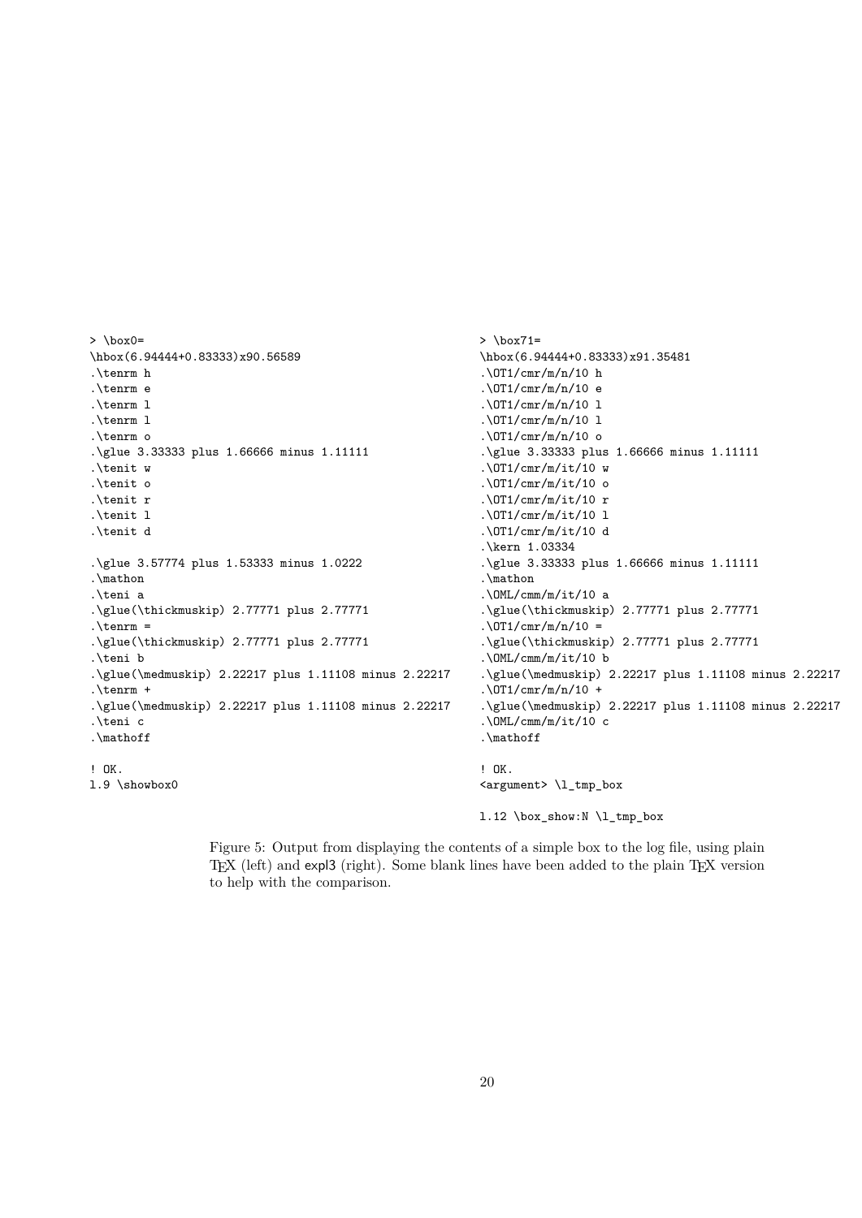```
> \box0=
\hbox(6.94444+0.83333)x90.56589
.\tenrm h
.\tenrm e
.\tenrm l
.\tenrm l
.\tenrm o
.\glue 3.33333 plus 1.66666 minus 1.11111
.\tenit w
.\tenit o
.\tenit r
.\tenit l
.\tenit d

.\glue 3.57774 plus 1.53333 minus 1.0222
.\mathon
.\teni a
.\glue(\thickmuskip) 2.77771 plus 2.77771
.\tenrm =
.\glue(\thickmuskip) 2.77771 plus 2.77771
.\teni b
.\glue(\medmuskip) 2.22217 plus 1.11108 minus 2.22217
.\tenrm +
.\glue(\medmuskip) 2.22217 plus 1.11108 minus 2.22217
.\teni c
.\mathoff

! OK.
l.9 \showbox0
```

```
> \box71=
\hbox(6.94444+0.83333)x91.35481
.\OT1/cmr/m/n/10 h
.\OT1/cmr/m/n/10 e
.\OT1/cmr/m/n/10 l
.\OT1/cmr/m/n/10 l
.\OT1/cmr/m/n/10 o
.\glue 3.33333 plus 1.66666 minus 1.11111
.\OT1/cmr/m/it/10 w
.\OT1/cmr/m/it/10 o
.\OT1/cmr/m/it/10 r
.\OT1/cmr/m/it/10 l
.\OT1/cmr/m/it/10 d
.\kern 1.03334
.\glue 3.33333 plus 1.66666 minus 1.11111
.\mathon
.\OML/cmm/m/it/10 a
.\glue(\thickmuskip) 2.77771 plus 2.77771
.\OT1/cmr/m/n/10 =
.\glue(\thickmuskip) 2.77771 plus 2.77771
.\OML/cmm/m/it/10 b
.\glue(\medmuskip) 2.22217 plus 1.11108 minus 2.22217
.\OT1/cmr/m/n/10 +
.\glue(\medmuskip) 2.22217 plus 1.11108 minus 2.22217
.\OML/cmm/m/it/10 c
.\mathoff

! OK.
<argument> \l_tmp_box

l.12 \box_show:N \l_tmp_box
```

Figure 5: Output from displaying the contents of a simple box to the log file, using plain TeX (left) and expl3 (right). Some blank lines have been added to the plain TeX version to help with the comparison.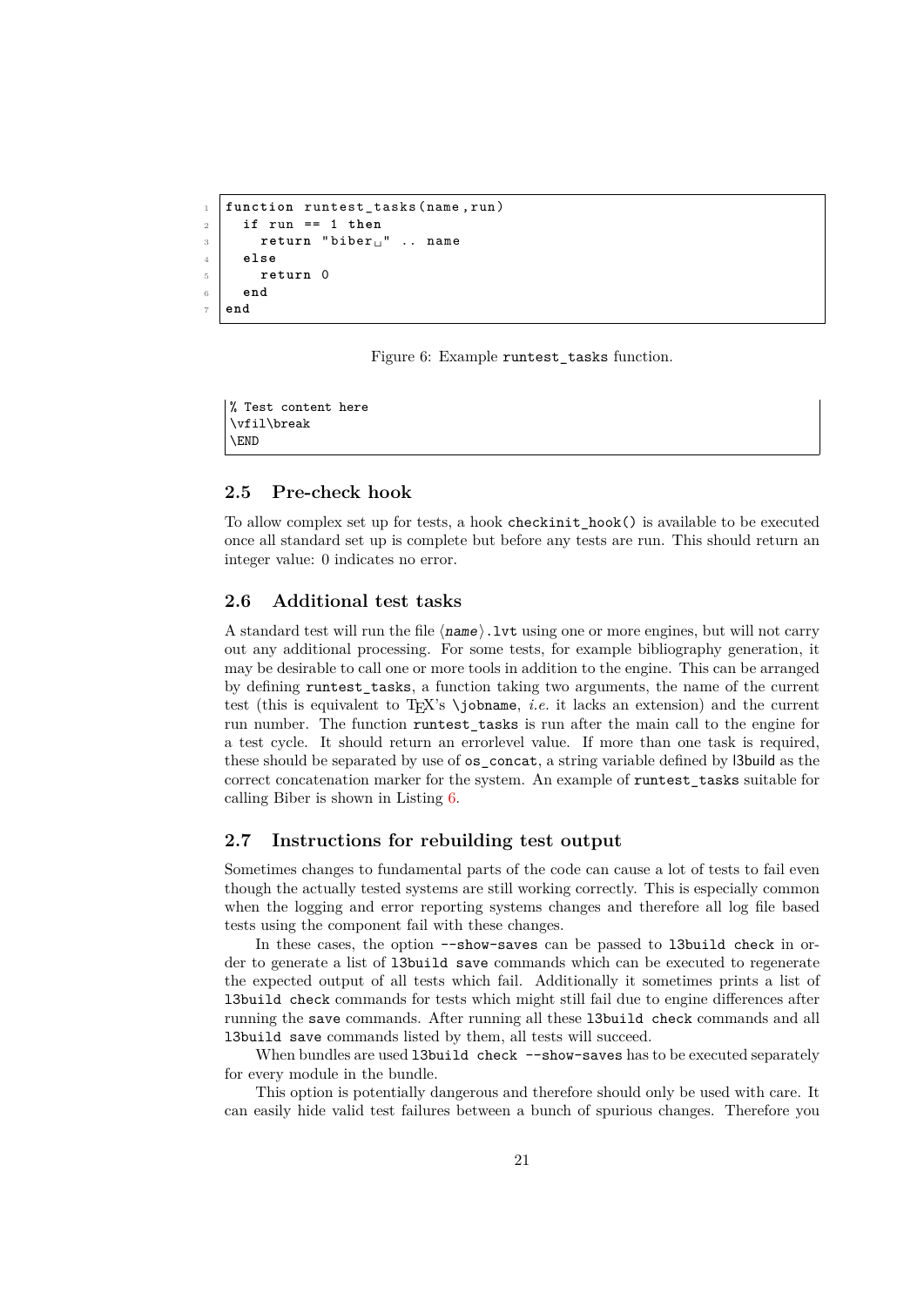```lua
function runtest_tasks(name,run)
  if run == 1 then
    return "biber " .. name
  else
    return 0
  end
end
```

Figure 6: Example `runtest_tasks` function.

```
% Test content here
\vfil\break
\END
```

### 2.5 Pre-check hook

To allow complex set up for tests, a hook `checkinit_hook()` is available to be executed once all standard set up is complete but before any tests are run. This should return an integer value: 0 indicates no error.

### 2.6 Additional test tasks

A standard test will run the file ⟨*name*⟩`.lvt` using one or more engines, but will not carry out any additional processing. For some tests, for example bibliography generation, it may be desirable to call one or more tools in addition to the engine. This can be arranged by defining `runtest_tasks`, a function taking two arguments, the name of the current test (this is equivalent to TeX's `\jobname`, *i.e.* it lacks an extension) and the current run number. The function `runtest_tasks` is run after the main call to the engine for a test cycle. It should return an errorlevel value. If more than one task is required, these should be separated by use of `os_concat`, a string variable defined by l3build as the correct concatenation marker for the system. An example of `runtest_tasks` suitable for calling Biber is shown in Listing 6.

### 2.7 Instructions for rebuilding test output

Sometimes changes to fundamental parts of the code can cause a lot of tests to fail even though the actually tested systems are still working correctly. This is especially common when the logging and error reporting systems changes and therefore all log file based tests using the component fail with these changes.

In these cases, the option `--show-saves` can be passed to `l3build check` in order to generate a list of `l3build save` commands which can be executed to regenerate the expected output of all tests which fail. Additionally it sometimes prints a list of `l3build check` commands for tests which might still fail due to engine differences after running the `save` commands. After running all these `l3build check` commands and all `l3build save` commands listed by them, all tests will succeed.

When bundles are used `l3build check --show-saves` has to be executed separately for every module in the bundle.

This option is potentially dangerous and therefore should only be used with care. It can easily hide valid test failures between a bunch of spurious changes. Therefore you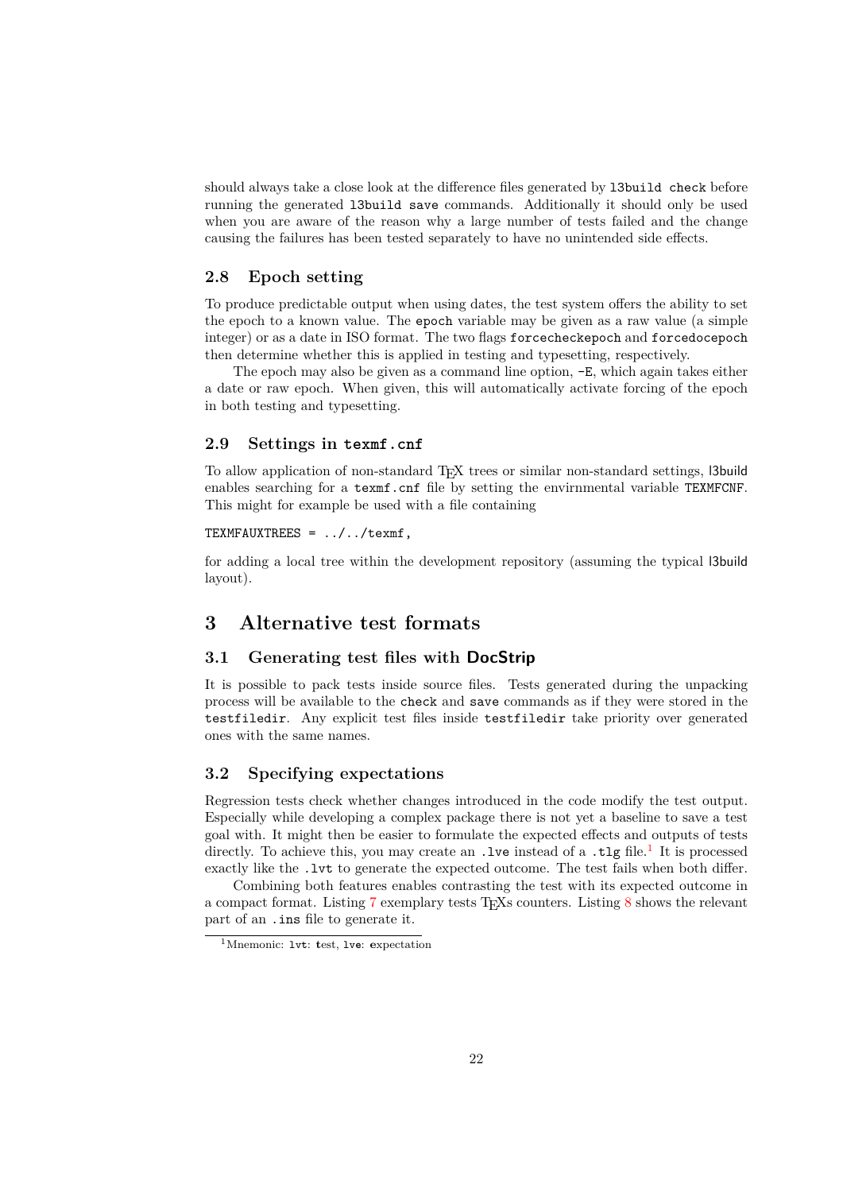should always take a close look at the difference files generated by `l3build check` before running the generated `l3build save` commands. Additionally it should only be used when you are aware of the reason why a large number of tests failed and the change causing the failures has been tested separately to have no unintended side effects.

### 2.8 Epoch setting

To produce predictable output when using dates, the test system offers the ability to set the epoch to a known value. The `epoch` variable may be given as a raw value (a simple integer) or as a date in ISO format. The two flags `forcecheckepoch` and `forcedocepoch` then determine whether this is applied in testing and typesetting, respectively.

The epoch may also be given as a command line option, `-E`, which again takes either a date or raw epoch. When given, this will automatically activate forcing of the epoch in both testing and typesetting.

### 2.9 Settings in `texmf.cnf`

To allow application of non-standard TEX trees or similar non-standard settings, l3build enables searching for a `texmf.cnf` file by setting the envirnmental variable `TEXMFCNF`. This might for example be used with a file containing

```
TEXMFAUXTREES = ../../texmf,
```

for adding a local tree within the development repository (assuming the typical l3build layout).

## 3 Alternative test formats

### 3.1 Generating test files with **DocStrip**

It is possible to pack tests inside source files. Tests generated during the unpacking process will be available to the `check` and `save` commands as if they were stored in the `testfiledir`. Any explicit test files inside `testfiledir` take priority over generated ones with the same names.

### 3.2 Specifying expectations

Regression tests check whether changes introduced in the code modify the test output. Especially while developing a complex package there is not yet a baseline to save a test goal with. It might then be easier to formulate the expected effects and outputs of tests directly. To achieve this, you may create an `.lve` instead of a `.tlg` file.[1] It is processed exactly like the `.lvt` to generate the expected outcome. The test fails when both differ.

Combining both features enables contrasting the test with its expected outcome in a compact format. Listing 7 exemplary tests TEXs counters. Listing 8 shows the relevant part of an `.ins` file to generate it.

[1] Mnemonic: `lvt`: **t**est, `lve`: **e**xpectation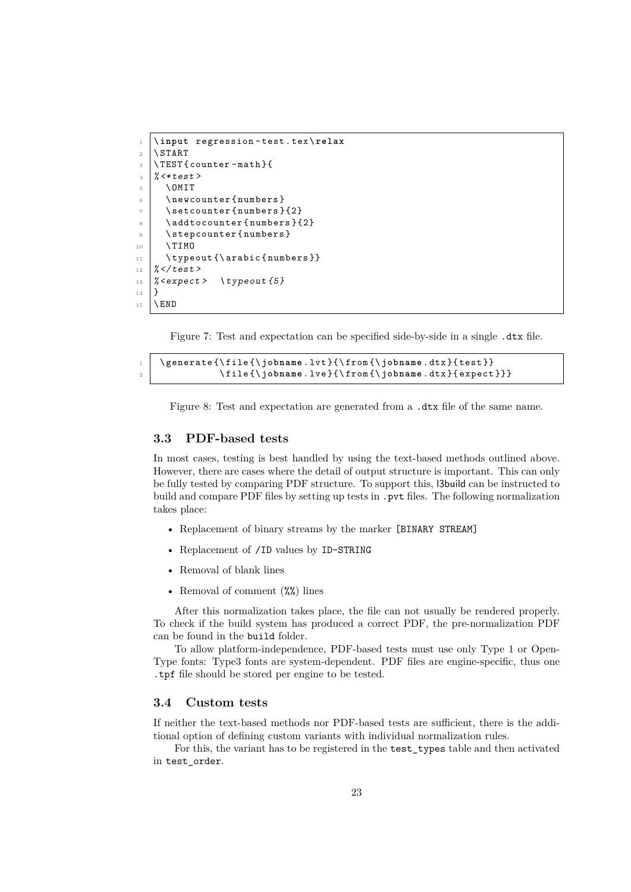```
\input regression-test.tex\relax
\START
\TEST{counter-math}{
%<*test>
  \OMIT
  \newcounter{numbers}
  \setcounter{numbers}{2}
  \addtocounter{numbers}{2}
  \stepcounter{numbers}
  \TIMO
  \typeout{\arabic{numbers}}
%</test>
%<expect>  \typeout{5}
}
\END
```

Figure 7: Test and expectation can be specified side-by-side in a single .dtx file.

```
  \generate{\file{\jobname.lvt}{\from{\jobname.dtx}{test}}
            \file{\jobname.lve}{\from{\jobname.dtx}{expect}}}
```

Figure 8: Test and expectation are generated from a .dtx file of the same name.

### 3.3 PDF-based tests

In most cases, testing is best handled by using the text-based methods outlined above. However, there are cases where the detail of output structure is important. This can only be fully tested by comparing PDF structure. To support this, l3build can be instructed to build and compare PDF files by setting up tests in `.pvt` files. The following normalization takes place:

- Replacement of binary streams by the marker `[BINARY STREAM]`
- Replacement of `/ID` values by `ID-STRING`
- Removal of blank lines
- Removal of comment (`%%`) lines

After this normalization takes place, the file can not usually be rendered properly. To check if the build system has produced a correct PDF, the pre-normalization PDF can be found in the `build` folder.

To allow platform-independence, PDF-based tests must use only Type 1 or OpenType fonts: Type3 fonts are system-dependent. PDF files are engine-specific, thus one `.tpf` file should be stored per engine to be tested.

### 3.4 Custom tests

If neither the text-based methods nor PDF-based tests are sufficient, there is the additional option of defining custom variants with individual normalization rules.

For this, the variant has to be registered in the `test_types` table and then activated in `test_order`.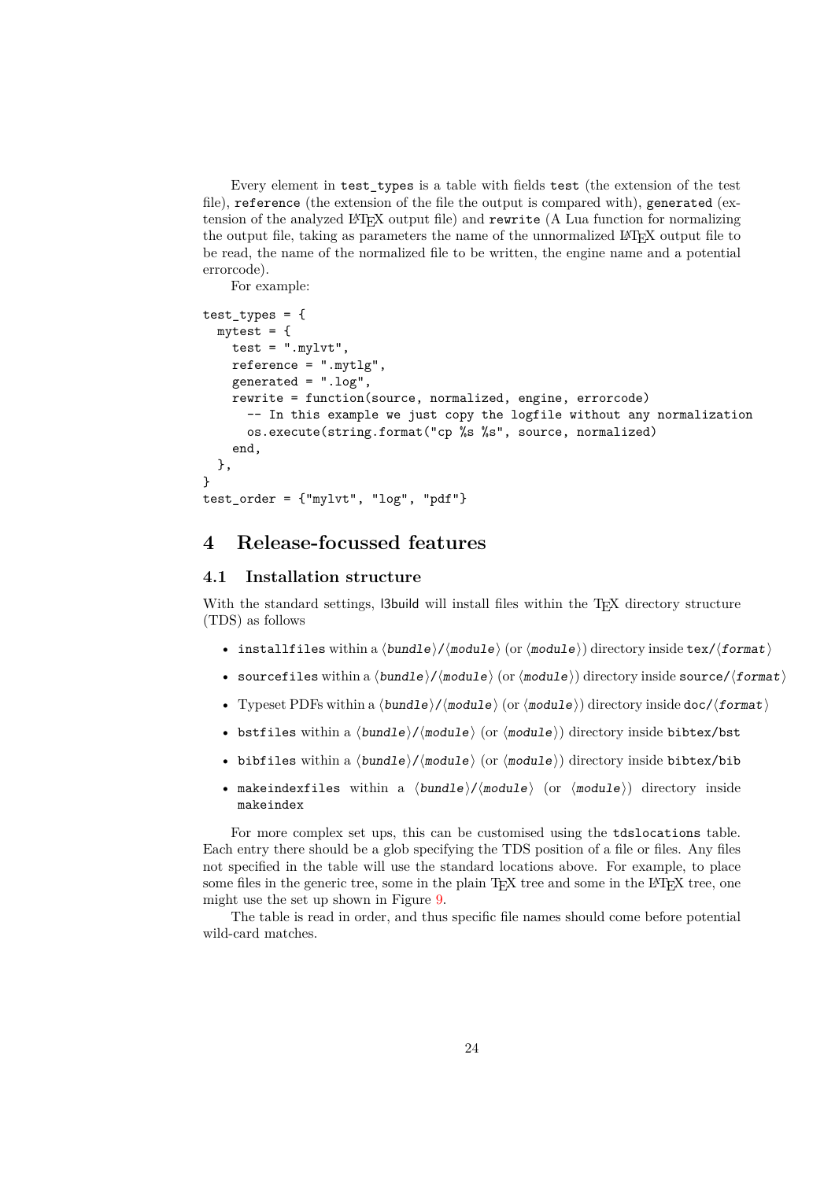Every element in `test_types` is a table with fields `test` (the extension of the test file), `reference` (the extension of the file the output is compared with), `generated` (extension of the analyzed LaTeX output file) and `rewrite` (A Lua function for normalizing the output file, taking as parameters the name of the unnormalized LaTeX output file to be read, the name of the normalized file to be written, the engine name and a potential errorcode).

For example:

```
test_types = {
  mytest = {
    test = ".mylvt",
    reference = ".mytlg",
    generated = ".log",
    rewrite = function(source, normalized, engine, errorcode)
      -- In this example we just copy the logfile without any normalization
      os.execute(string.format("cp %s %s", source, normalized)
    end,
  },
}
test_order = {"mylvt", "log", "pdf"}
```

## 4 Release-focussed features

### 4.1 Installation structure

With the standard settings, l3build will install files within the TeX directory structure (TDS) as follows

- `installfiles` within a ⟨*bundle*⟩/⟨*module*⟩ (or ⟨*module*⟩) directory inside `tex/`⟨*format*⟩
- `sourcefiles` within a ⟨*bundle*⟩/⟨*module*⟩ (or ⟨*module*⟩) directory inside `source/`⟨*format*⟩
- Typeset PDFs within a ⟨*bundle*⟩/⟨*module*⟩ (or ⟨*module*⟩) directory inside `doc/`⟨*format*⟩
- `bstfiles` within a ⟨*bundle*⟩/⟨*module*⟩ (or ⟨*module*⟩) directory inside `bibtex/bst`
- `bibfiles` within a ⟨*bundle*⟩/⟨*module*⟩ (or ⟨*module*⟩) directory inside `bibtex/bib`
- `makeindexfiles` within a ⟨*bundle*⟩/⟨*module*⟩ (or ⟨*module*⟩) directory inside `makeindex`

For more complex set ups, this can be customised using the `tdslocations` table. Each entry there should be a glob specifying the TDS position of a file or files. Any files not specified in the table will use the standard locations above. For example, to place some files in the generic tree, some in the plain TeX tree and some in the LaTeX tree, one might use the set up shown in Figure 9.

The table is read in order, and thus specific file names should come before potential wild-card matches.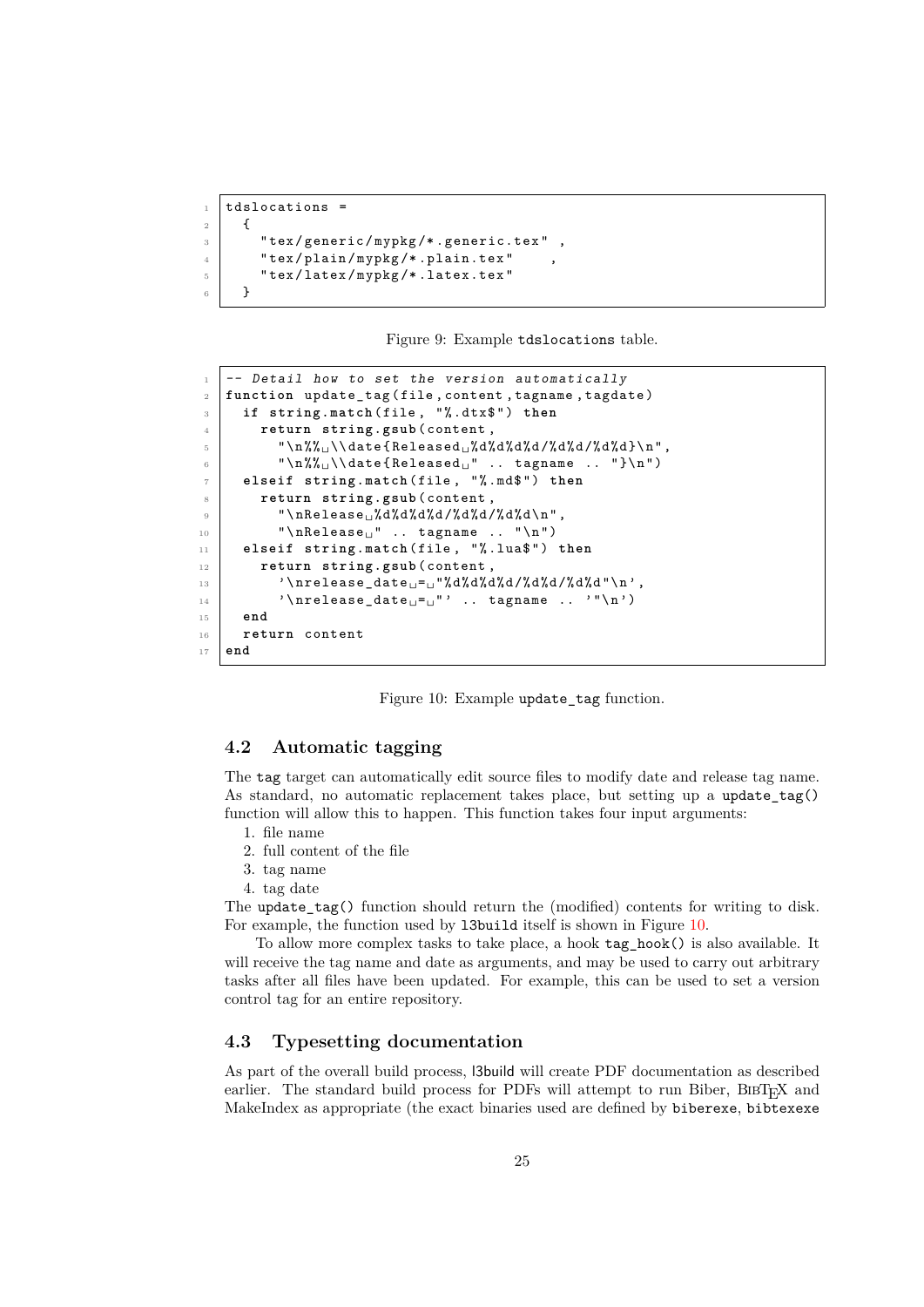```
tdslocations =
  {
    "tex/generic/mypkg/*.generic.tex" ,
    "tex/plain/mypkg/*.plain.tex"     ,
    "tex/latex/mypkg/*.latex.tex"
  }
```

Figure 9: Example `tdslocations` table.

```
-- Detail how to set the version automatically
function update_tag(file,content,tagname,tagdate)
  if string.match(file, "%.dtx$") then
    return string.gsub(content,
      "\n%% \\date{Released %d%d%d%d/%d%d/%d%d}\n",
      "\n%% \\date{Released " .. tagname .. "}\n")
  elseif string.match(file, "%.md$") then
    return string.gsub(content,
      "\nRelease %d%d%d%d/%d%d/%d%d\n",
      "\nRelease " .. tagname .. "\n")
  elseif string.match(file, "%.lua$") then
    return string.gsub(content,
      '\nrelease_date = "%d%d%d%d/%d%d/%d%d"\n',
      '\nrelease_date = "' .. tagname .. '"\n')
  end
  return content
end
```

Figure 10: Example `update_tag` function.

### 4.2 Automatic tagging

The `tag` target can automatically edit source files to modify date and release tag name. As standard, no automatic replacement takes place, but setting up a `update_tag()` function will allow this to happen. This function takes four input arguments:

1. file name
2. full content of the file
3. tag name
4. tag date

The `update_tag()` function should return the (modified) contents for writing to disk. For example, the function used by `l3build` itself is shown in Figure 10.

To allow more complex tasks to take place, a hook `tag_hook()` is also available. It will receive the tag name and date as arguments, and may be used to carry out arbitrary tasks after all files have been updated. For example, this can be used to set a version control tag for an entire repository.

### 4.3 Typesetting documentation

As part of the overall build process, l3build will create PDF documentation as described earlier. The standard build process for PDFs will attempt to run Biber, BibTeX and MakeIndex as appropriate (the exact binaries used are defined by `biberexe`, `bibtexexe`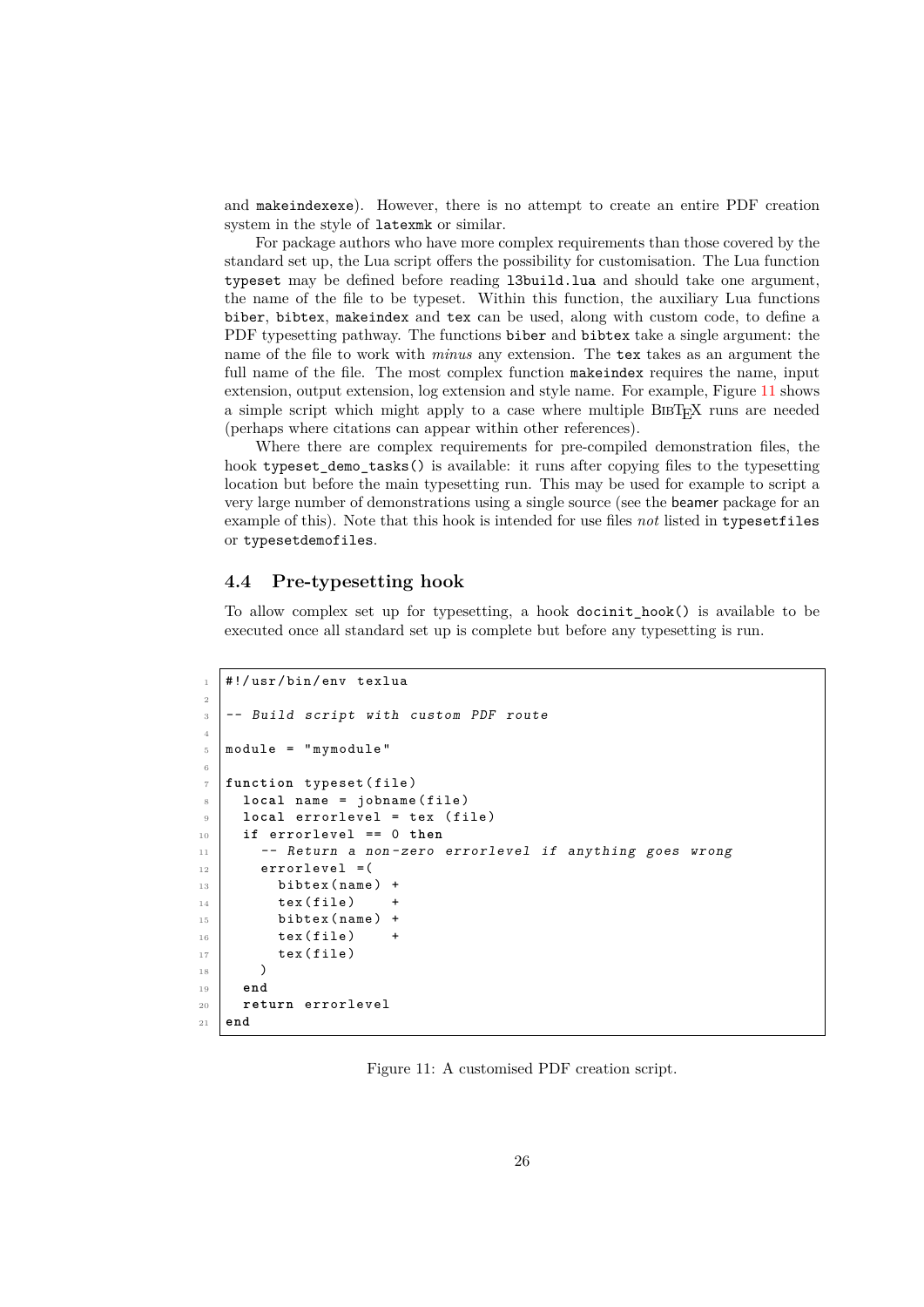and makeindexexe). However, there is no attempt to create an entire PDF creation system in the style of latexmk or similar.

For package authors who have more complex requirements than those covered by the standard set up, the Lua script offers the possibility for customisation. The Lua function typeset may be defined before reading l3build.lua and should take one argument, the name of the file to be typeset. Within this function, the auxiliary Lua functions biber, bibtex, makeindex and tex can be used, along with custom code, to define a PDF typesetting pathway. The functions biber and bibtex take a single argument: the name of the file to work with *minus* any extension. The tex takes as an argument the full name of the file. The most complex function makeindex requires the name, input extension, output extension, log extension and style name. For example, Figure 11 shows a simple script which might apply to a case where multiple BibTeX runs are needed (perhaps where citations can appear within other references).

Where there are complex requirements for pre-compiled demonstration files, the hook typeset_demo_tasks() is available: it runs after copying files to the typesetting location but before the main typesetting run. This may be used for example to script a very large number of demonstrations using a single source (see the beamer package for an example of this). Note that this hook is intended for use files *not* listed in typesetfiles or typesetdemofiles.

### 4.4 Pre-typesetting hook

To allow complex set up for typesetting, a hook docinit_hook() is available to be executed once all standard set up is complete but before any typesetting is run.

```lua
#!/usr/bin/env texlua

-- Build script with custom PDF route

module = "mymodule"

function typeset(file)
  local name = jobname(file)
  local errorlevel = tex (file)
  if errorlevel == 0 then
    -- Return a non-zero errorlevel if anything goes wrong
    errorlevel =(
      bibtex(name) +
      tex(file)    +
      bibtex(name) +
      tex(file)    +
      tex(file)
    )
  end
  return errorlevel
end
```

Figure 11: A customised PDF creation script.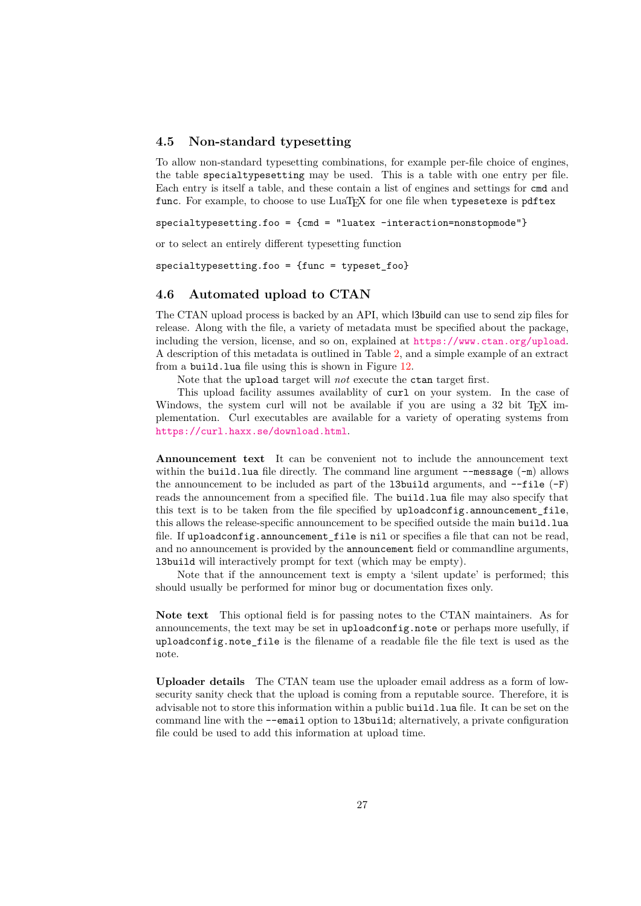### 4.5 Non-standard typesetting

To allow non-standard typesetting combinations, for example per-file choice of engines, the table `specialtypesetting` may be used. This is a table with one entry per file. Each entry is itself a table, and these contain a list of engines and settings for `cmd` and `func`. For example, to choose to use LuaTEX for one file when `typesetexe` is `pdftex`

```
specialtypesetting.foo = {cmd = "luatex -interaction=nonstopmode"}
```

or to select an entirely different typesetting function

```
specialtypesetting.foo = {func = typeset_foo}
```

### 4.6 Automated upload to CTAN

The CTAN upload process is backed by an API, which l3build can use to send zip files for release. Along with the file, a variety of metadata must be specified about the package, including the version, license, and so on, explained at https://www.ctan.org/upload. A description of this metadata is outlined in Table 2, and a simple example of an extract from a `build.lua` file using this is shown in Figure 12.

Note that the `upload` target will *not* execute the `ctan` target first.

This upload facility assumes availablity of `curl` on your system. In the case of Windows, the system curl will not be available if you are using a 32 bit TEX implementation. Curl executables are available for a variety of operating systems from https://curl.haxx.se/download.html.

**Announcement text** It can be convenient not to include the announcement text within the `build.lua` file directly. The command line argument `--message` (`-m`) allows the announcement to be included as part of the `l3build` arguments, and `--file` (`-F`) reads the announcement from a specified file. The `build.lua` file may also specify that this text is to be taken from the file specified by `uploadconfig.announcement_file`, this allows the release-specific announcement to be specified outside the main `build.lua` file. If `uploadconfig.announcement_file` is `nil` or specifies a file that can not be read, and no announcement is provided by the `announcement` field or commandline arguments, `l3build` will interactively prompt for text (which may be empty).

Note that if the announcement text is empty a 'silent update' is performed; this should usually be performed for minor bug or documentation fixes only.

**Note text** This optional field is for passing notes to the CTAN maintainers. As for announcements, the text may be set in `uploadconfig.note` or perhaps more usefully, if `uploadconfig.note_file` is the filename of a readable file the file text is used as the note.

**Uploader details** The CTAN team use the uploader email address as a form of low-security sanity check that the upload is coming from a reputable source. Therefore, it is advisable not to store this information within a public `build.lua` file. It can be set on the command line with the `--email` option to `l3build`; alternatively, a private configuration file could be used to add this information at upload time.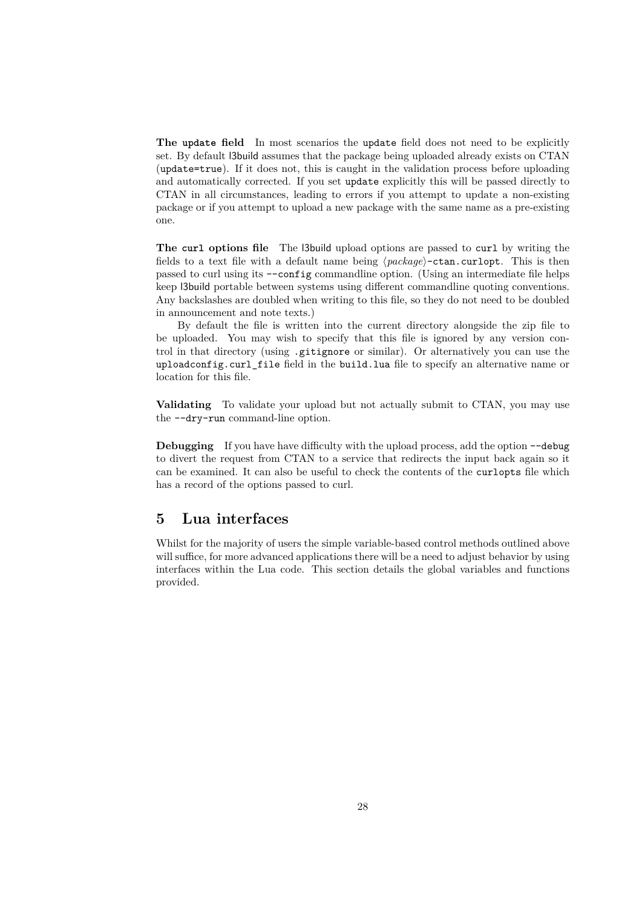**The `update` field** In most scenarios the `update` field does not need to be explicitly set. By default l3build assumes that the package being uploaded already exists on CTAN (`update=true`). If it does not, this is caught in the validation process before uploading and automatically corrected. If you set `update` explicitly this will be passed directly to CTAN in all circumstances, leading to errors if you attempt to update a non-existing package or if you attempt to upload a new package with the same name as a pre-existing one.

**The `curl` options file** The l3build upload options are passed to `curl` by writing the fields to a text file with a default name being ⟨*package*⟩`-ctan.curlopt`. This is then passed to curl using its `--config` commandline option. (Using an intermediate file helps keep l3build portable between systems using different commandline quoting conventions. Any backslashes are doubled when writing to this file, so they do not need to be doubled in announcement and note texts.)

By default the file is written into the current directory alongside the zip file to be uploaded. You may wish to specify that this file is ignored by any version control in that directory (using `.gitignore` or similar). Or alternatively you can use the `uploadconfig.curl_file` field in the `build.lua` file to specify an alternative name or location for this file.

**Validating** To validate your upload but not actually submit to CTAN, you may use the `--dry-run` command-line option.

**Debugging** If you have have difficulty with the upload process, add the option `--debug` to divert the request from CTAN to a service that redirects the input back again so it can be examined. It can also be useful to check the contents of the `curlopts` file which has a record of the options passed to curl.

## 5 Lua interfaces

Whilst for the majority of users the simple variable-based control methods outlined above will suffice, for more advanced applications there will be a need to adjust behavior by using interfaces within the Lua code. This section details the global variables and functions provided.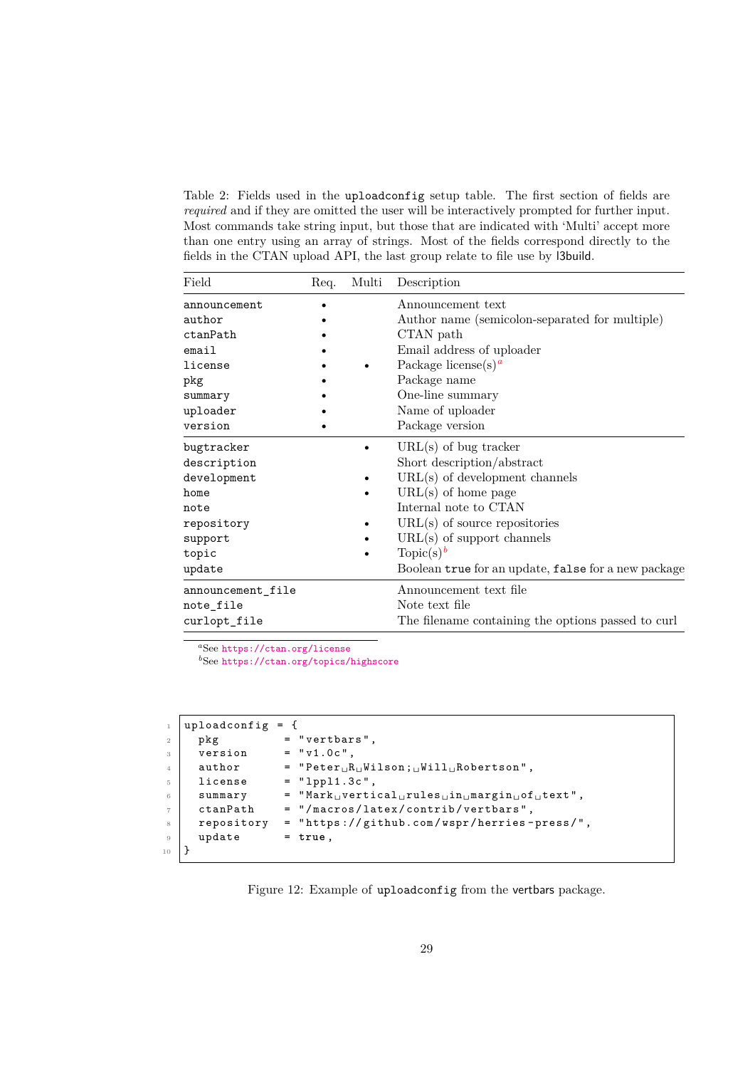Table 2: Fields used in the `uploadconfig` setup table. The first section of fields are *required* and if they are omitted the user will be interactively prompted for further input. Most commands take string input, but those that are indicated with 'Multi' accept more than one entry using an array of strings. Most of the fields correspond directly to the fields in the CTAN upload API, the last group relate to file use by l3build.

| Field | Req. | Multi | Description |
|---|---|---|---|
| `announcement` | • | | Announcement text |
| `author` | • | | Author name (semicolon-separated for multiple) |
| `ctanPath` | • | | CTAN path |
| `email` | • | | Email address of uploader |
| `license` | • | • | Package license(s)[a] |
| `pkg` | • | | Package name |
| `summary` | • | | One-line summary |
| `uploader` | • | | Name of uploader |
| `version` | • | | Package version |
| `bugtracker` | | • | URL(s) of bug tracker |
| `description` | | | Short description/abstract |
| `development` | | • | URL(s) of development channels |
| `home` | | • | URL(s) of home page |
| `note` | | | Internal note to CTAN |
| `repository` | | • | URL(s) of source repositories |
| `support` | | • | URL(s) of support channels |
| `topic` | | • | Topic(s)[b] |
| `update` | | | Boolean `true` for an update, `false` for a new package |
| `announcement_file` | | | Announcement text file |
| `note_file` | | | Note text file |
| `curlopt_file` | | | The filename containing the options passed to curl |

[a] See https://ctan.org/license

[b] See https://ctan.org/topics/highscore

```
uploadconfig = {
  pkg          = "vertbars",
  version      = "v1.0c",
  author       = "Peter R Wilson; Will Robertson",
  license      = "lppl1.3c",
  summary      = "Mark vertical rules in margin of text",
  ctanPath     = "/macros/latex/contrib/vertbars",
  repository   = "https://github.com/wspr/herries-press/",
  update       = true,
}
```

Figure 12: Example of `uploadconfig` from the vertbars package.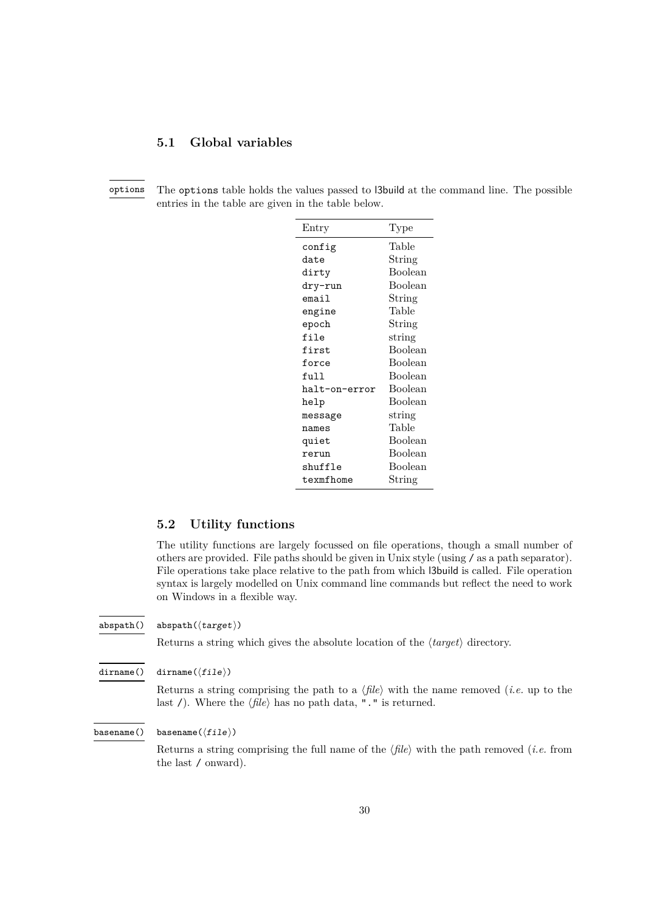### 5.1 Global variables

`options` The `options` table holds the values passed to l3build at the command line. The possible entries in the table are given in the table below.

| Entry | Type |
|---|---|
| `config` | Table |
| `date` | String |
| `dirty` | Boolean |
| `dry-run` | Boolean |
| `email` | String |
| `engine` | Table |
| `epoch` | String |
| `file` | string |
| `first` | Boolean |
| `force` | Boolean |
| `full` | Boolean |
| `halt-on-error` | Boolean |
| `help` | Boolean |
| `message` | string |
| `names` | Table |
| `quiet` | Boolean |
| `rerun` | Boolean |
| `shuffle` | Boolean |
| `texmfhome` | String |

### 5.2 Utility functions

The utility functions are largely focussed on file operations, though a small number of others are provided. File paths should be given in Unix style (using / as a path separator). File operations take place relative to the path from which l3build is called. File operation syntax is largely modelled on Unix command line commands but reflect the need to work on Windows in a flexible way.

`abspath()` `abspath(⟨target⟩)`

Returns a string which gives the absolute location of the ⟨*target*⟩ directory.

`dirname()` `dirname(⟨file⟩)`

Returns a string comprising the path to a ⟨*file*⟩ with the name removed (*i.e.* up to the last /). Where the ⟨*file*⟩ has no path data, "." is returned.

`basename()` `basename(⟨file⟩)`

Returns a string comprising the full name of the ⟨*file*⟩ with the path removed (*i.e.* from the last / onward).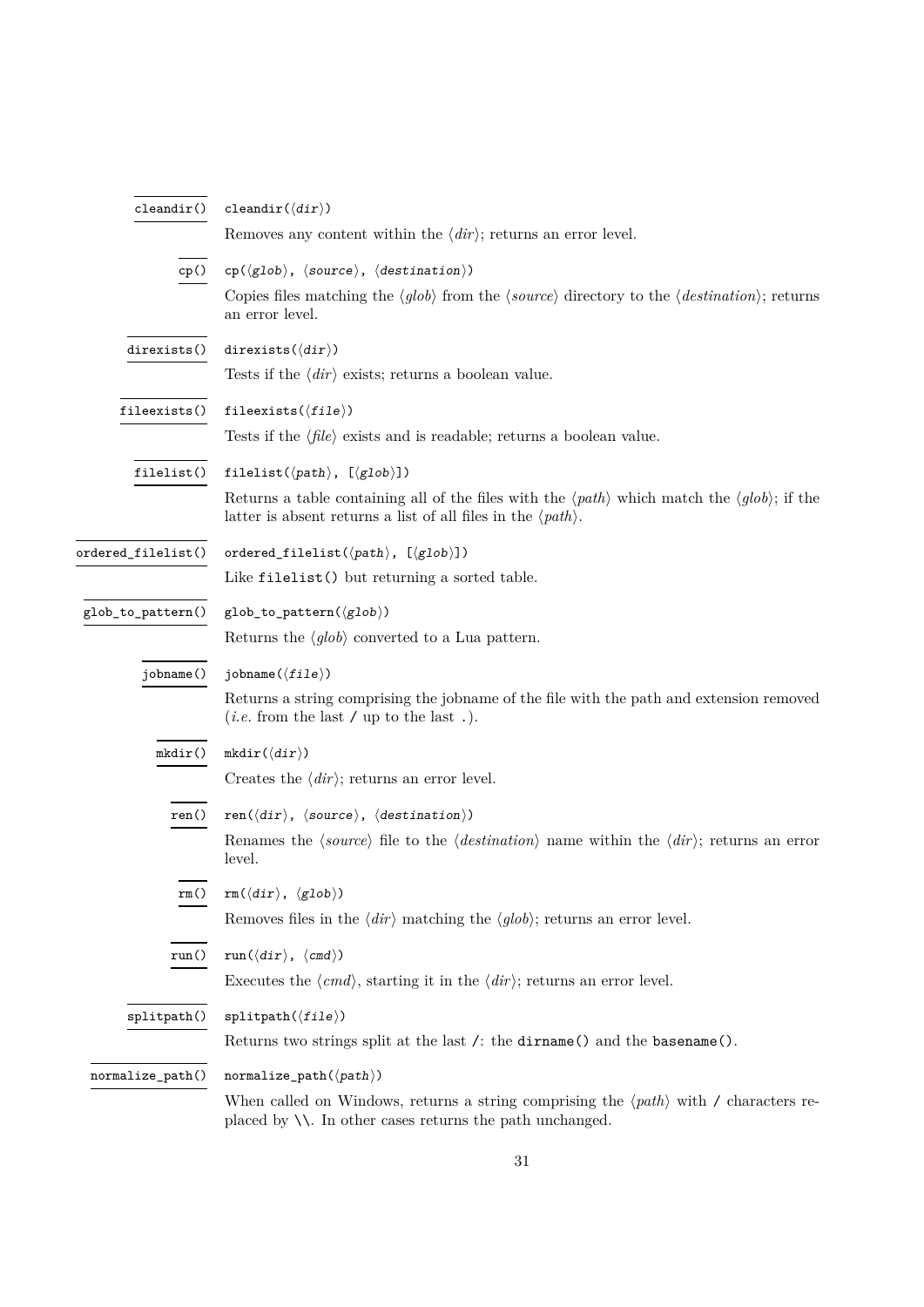`cleandir()`

`cleandir(⟨dir⟩)`

Removes any content within the ⟨*dir*⟩; returns an error level.

`cp()`

`cp(⟨glob⟩, ⟨source⟩, ⟨destination⟩)`

Copies files matching the ⟨*glob*⟩ from the ⟨*source*⟩ directory to the ⟨*destination*⟩; returns an error level.

`direxists()`

`direxists(⟨dir⟩)`

Tests if the ⟨*dir*⟩ exists; returns a boolean value.

`fileexists()`

`fileexists(⟨file⟩)`

Tests if the ⟨*file*⟩ exists and is readable; returns a boolean value.

`filelist()`

`filelist(⟨path⟩, [⟨glob⟩])`

Returns a table containing all of the files with the ⟨*path*⟩ which match the ⟨*glob*⟩; if the latter is absent returns a list of all files in the ⟨*path*⟩.

`ordered_filelist()`

`ordered_filelist(⟨path⟩, [⟨glob⟩])`

Like `filelist()` but returning a sorted table.

`glob_to_pattern()`

`glob_to_pattern(⟨glob⟩)`

Returns the ⟨*glob*⟩ converted to a Lua pattern.

`jobname()`

`jobname(⟨file⟩)`

Returns a string comprising the jobname of the file with the path and extension removed (*i.e.* from the last `/` up to the last `.`).

`mkdir()`

`mkdir(⟨dir⟩)`

Creates the ⟨*dir*⟩; returns an error level.

`ren()`

`ren(⟨dir⟩, ⟨source⟩, ⟨destination⟩)`

Renames the ⟨*source*⟩ file to the ⟨*destination*⟩ name within the ⟨*dir*⟩; returns an error level.

`rm()`

`rm(⟨dir⟩, ⟨glob⟩)`

Removes files in the ⟨*dir*⟩ matching the ⟨*glob*⟩; returns an error level.

`run()`

`run(⟨dir⟩, ⟨cmd⟩)`

Executes the ⟨*cmd*⟩, starting it in the ⟨*dir*⟩; returns an error level.

`splitpath()`

`splitpath(⟨file⟩)`

Returns two strings split at the last `/`: the `dirname()` and the `basename()`.

`normalize_path()`

`normalize_path(⟨path⟩)`

When called on Windows, returns a string comprising the ⟨*path*⟩ with `/` characters replaced by `\\`. In other cases returns the path unchanged.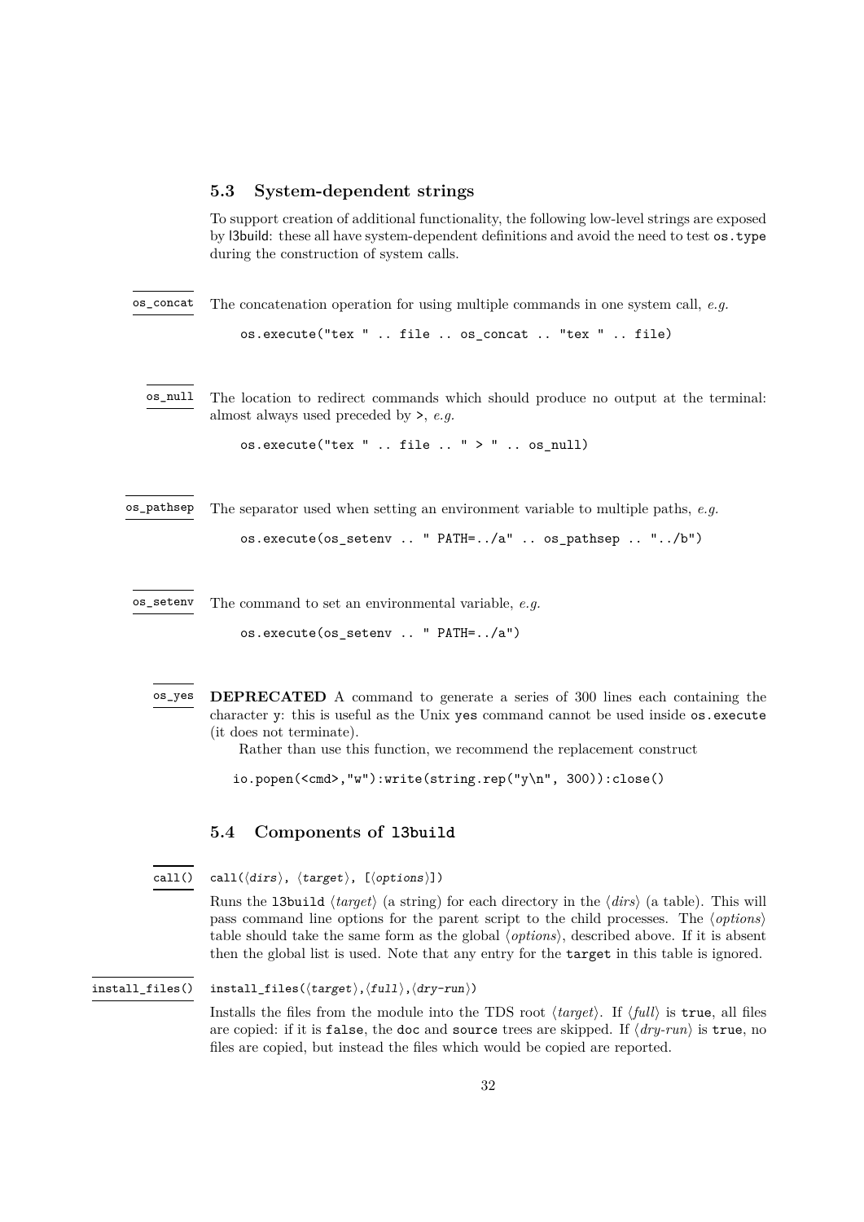### 5.3 System-dependent strings

To support creation of additional functionality, the following low-level strings are exposed by l3build: these all have system-dependent definitions and avoid the need to test `os.type` during the construction of system calls.

`os_concat`

The concatenation operation for using multiple commands in one system call, *e.g.*

```
os.execute("tex " .. file .. os_concat .. "tex " .. file)
```

`os_null`

The location to redirect commands which should produce no output at the terminal: almost always used preceded by `>`, *e.g.*

```
os.execute("tex " .. file .. " > " .. os_null)
```

`os_pathsep`

The separator used when setting an environment variable to multiple paths, *e.g.*

```
os.execute(os_setenv .. " PATH=../a" .. os_pathsep .. "../b")
```

`os_setenv`

The command to set an environmental variable, *e.g.*

```
os.execute(os_setenv .. " PATH=../a")
```

`os_yes`

**DEPRECATED** A command to generate a series of 300 lines each containing the character `y`: this is useful as the Unix `yes` command cannot be used inside `os.execute` (it does not terminate).

Rather than use this function, we recommend the replacement construct

```
io.popen(<cmd>,"w"):write(string.rep("y\n", 300)):close()
```

### 5.4 Components of `l3build`

`call()`

`call(⟨dirs⟩, ⟨target⟩, [⟨options⟩])`

Runs the `l3build` ⟨*target*⟩ (a string) for each directory in the ⟨*dirs*⟩ (a table). This will pass command line options for the parent script to the child processes. The ⟨*options*⟩ table should take the same form as the global ⟨*options*⟩, described above. If it is absent then the global list is used. Note that any entry for the `target` in this table is ignored.

`install_files()`

`install_files(⟨target⟩,⟨full⟩,⟨dry-run⟩)`

Installs the files from the module into the TDS root ⟨*target*⟩. If ⟨*full*⟩ is `true`, all files are copied: if it is `false`, the `doc` and `source` trees are skipped. If ⟨*dry-run*⟩ is `true`, no files are copied, but instead the files which would be copied are reported.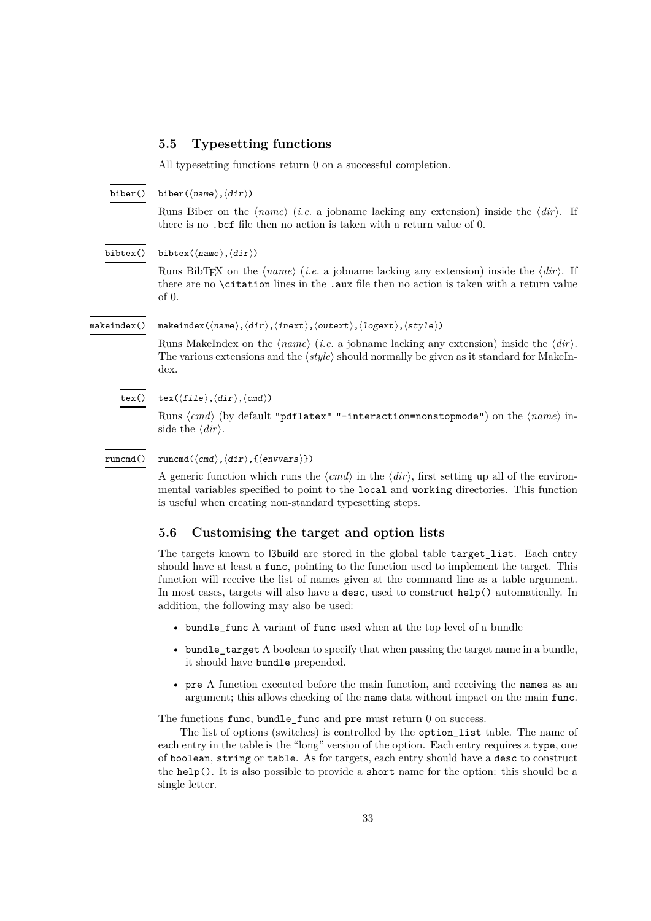## 5.5 Typesetting functions

All typesetting functions return 0 on a successful completion.

`biber()`

`biber(⟨name⟩,⟨dir⟩)`

Runs Biber on the ⟨*name*⟩ (*i.e.* a jobname lacking any extension) inside the ⟨*dir*⟩. If there is no `.bcf` file then no action is taken with a return value of 0.

`bibtex()`

`bibtex(⟨name⟩,⟨dir⟩)`

Runs BibTEX on the ⟨*name*⟩ (*i.e.* a jobname lacking any extension) inside the ⟨*dir*⟩. If there are no `\citation` lines in the `.aux` file then no action is taken with a return value of 0.

`makeindex()`

`makeindex(⟨name⟩,⟨dir⟩,⟨inext⟩,⟨outext⟩,⟨logext⟩,⟨style⟩)`

Runs MakeIndex on the ⟨*name*⟩ (*i.e.* a jobname lacking any extension) inside the ⟨*dir*⟩. The various extensions and the ⟨*style*⟩ should normally be given as it standard for MakeIndex.

`tex()`

`tex(⟨file⟩,⟨dir⟩,⟨cmd⟩)`

Runs ⟨*cmd*⟩ (by default `"pdflatex" "-interaction=nonstopmode"`) on the ⟨*name*⟩ inside the ⟨*dir*⟩.

`runcmd()`

`runcmd(⟨cmd⟩,⟨dir⟩,{⟨envvars⟩})`

A generic function which runs the ⟨*cmd*⟩ in the ⟨*dir*⟩, first setting up all of the environmental variables specified to point to the `local` and `working` directories. This function is useful when creating non-standard typesetting steps.

## 5.6 Customising the target and option lists

The targets known to l3build are stored in the global table `target_list`. Each entry should have at least a `func`, pointing to the function used to implement the target. This function will receive the list of names given at the command line as a table argument. In most cases, targets will also have a `desc`, used to construct `help()` automatically. In addition, the following may also be used:

- `bundle_func` A variant of `func` used when at the top level of a bundle
- `bundle_target` A boolean to specify that when passing the target name in a bundle, it should have `bundle` prepended.
- `pre` A function executed before the main function, and receiving the `names` as an argument; this allows checking of the `name` data without impact on the main `func`.

The functions `func`, `bundle_func` and `pre` must return 0 on success.

The list of options (switches) is controlled by the `option_list` table. The name of each entry in the table is the "long" version of the option. Each entry requires a `type`, one of `boolean`, `string` or `table`. As for targets, each entry should have a `desc` to construct the `help()`. It is also possible to provide a `short` name for the option: this should be a single letter.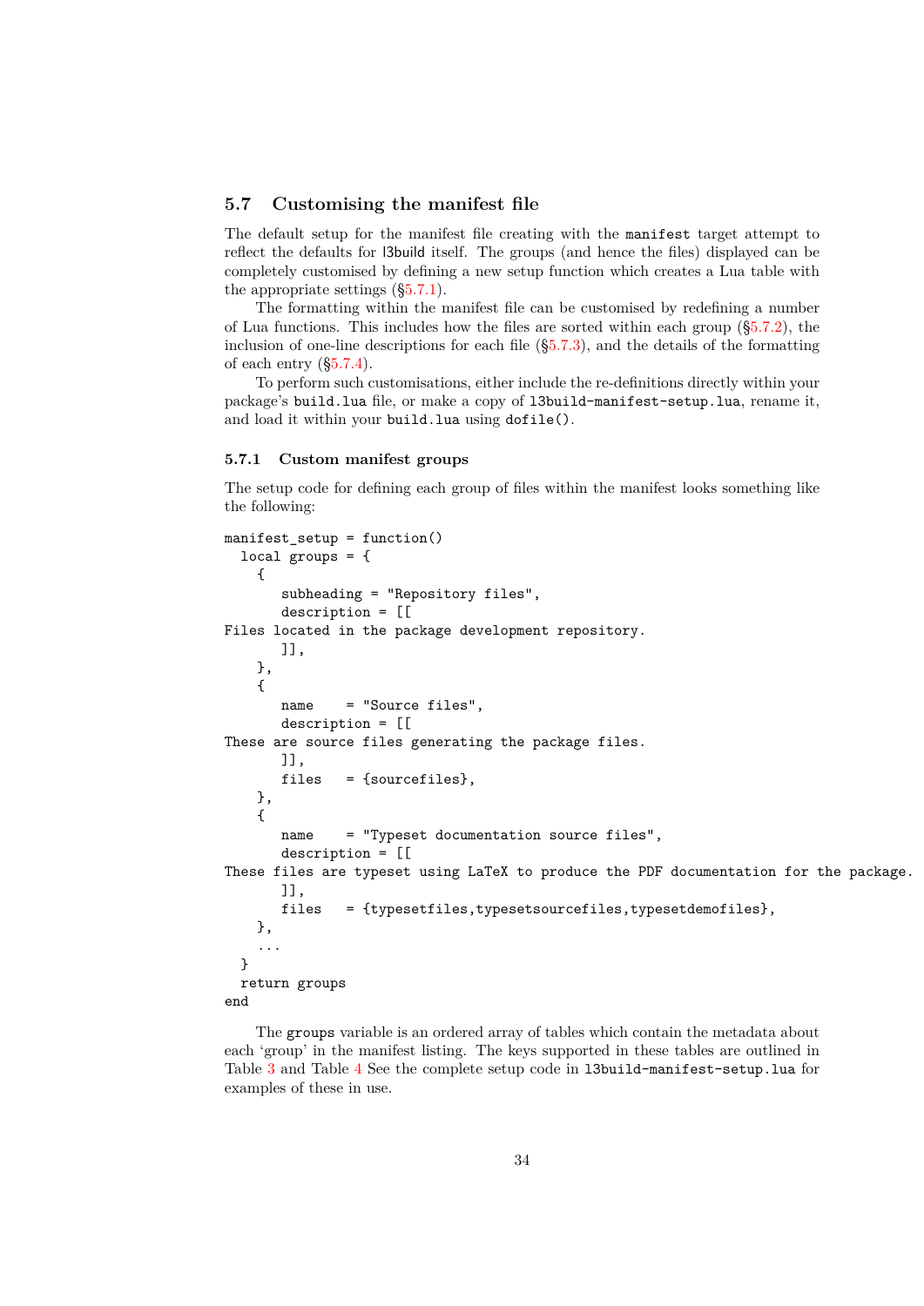## 5.7 Customising the manifest file

The default setup for the manifest file creating with the `manifest` target attempt to reflect the defaults for l3build itself. The groups (and hence the files) displayed can be completely customised by defining a new setup function which creates a Lua table with the appropriate settings (§5.7.1).

The formatting within the manifest file can be customised by redefining a number of Lua functions. This includes how the files are sorted within each group (§5.7.2), the inclusion of one-line descriptions for each file (§5.7.3), and the details of the formatting of each entry (§5.7.4).

To perform such customisations, either include the re-definitions directly within your package's `build.lua` file, or make a copy of `l3build-manifest-setup.lua`, rename it, and load it within your `build.lua` using `dofile()`.

### 5.7.1 Custom manifest groups

The setup code for defining each group of files within the manifest looks something like the following:

```
manifest_setup = function()
  local groups = {
    {
       subheading = "Repository files",
       description = [[
Files located in the package development repository.
       ]],
    },
    {
       name    = "Source files",
       description = [[
These are source files generating the package files.
       ]],
       files   = {sourcefiles},
    },
    {
       name    = "Typeset documentation source files",
       description = [[
These files are typeset using LaTeX to produce the PDF documentation for the package.
       ]],
       files   = {typesetfiles,typesetsourcefiles,typesetdemofiles},
    },
    ...
  }
  return groups
end
```

The `groups` variable is an ordered array of tables which contain the metadata about each 'group' in the manifest listing. The keys supported in these tables are outlined in Table 3 and Table 4 See the complete setup code in `l3build-manifest-setup.lua` for examples of these in use.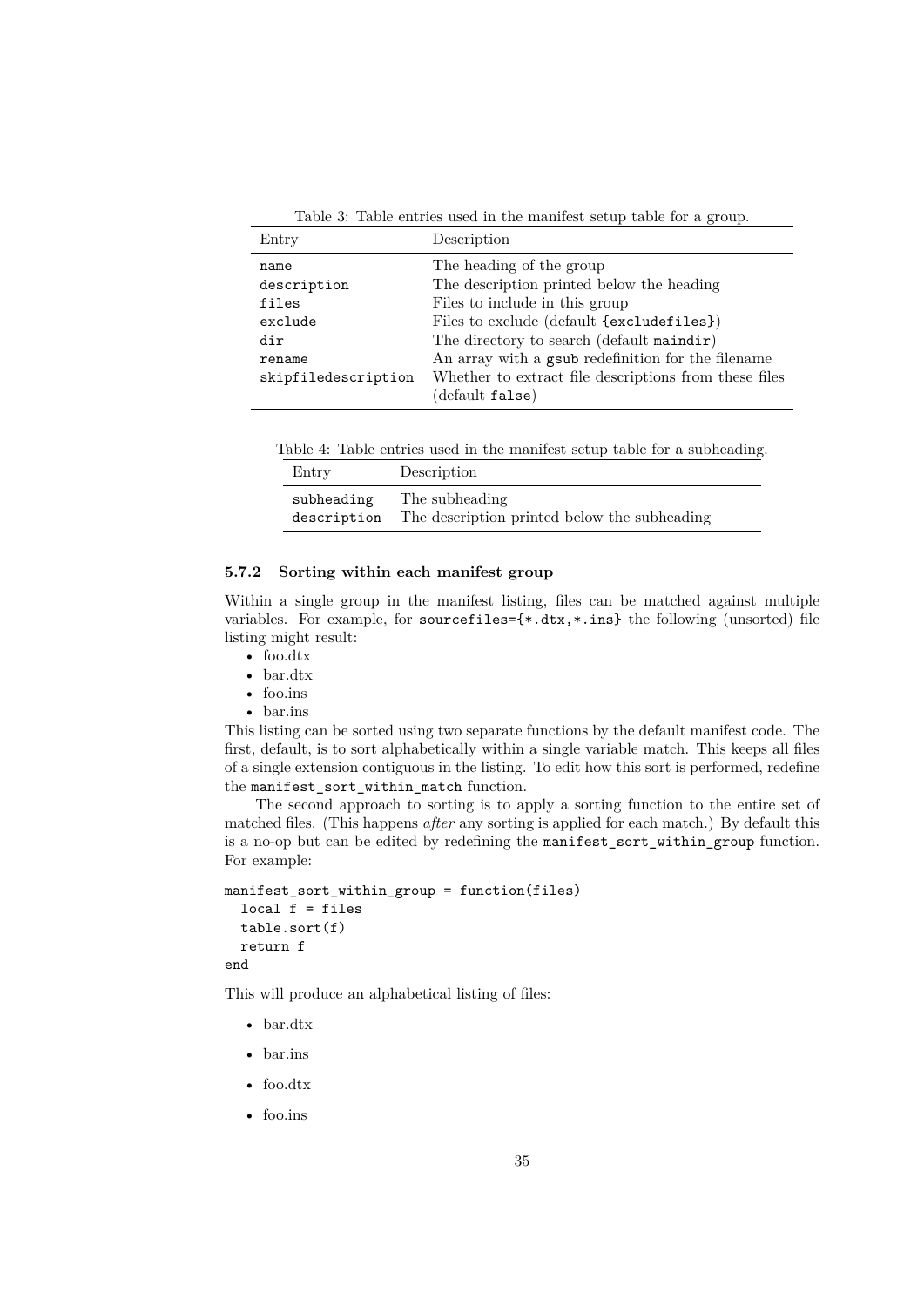Table 3: Table entries used in the manifest setup table for a group.

| Entry | Description |
|---|---|
| `name` | The heading of the group |
| `description` | The description printed below the heading |
| `files` | Files to include in this group |
| `exclude` | Files to exclude (default `{excludefiles}`) |
| `dir` | The directory to search (default `maindir`) |
| `rename` | An array with a `gsub` redefinition for the filename |
| `skipfiledescription` | Whether to extract file descriptions from these files (default `false`) |

Table 4: Table entries used in the manifest setup table for a subheading.

| Entry | Description |
|---|---|
| `subheading` | The subheading |
| `description` | The description printed below the subheading |

#### 5.7.2 Sorting within each manifest group

Within a single group in the manifest listing, files can be matched against multiple variables. For example, for `sourcefiles={*.dtx,*.ins}` the following (unsorted) file listing might result:

- foo.dtx
- bar.dtx
- foo.ins
- bar.ins

This listing can be sorted using two separate functions by the default manifest code. The first, default, is to sort alphabetically within a single variable match. This keeps all files of a single extension contiguous in the listing. To edit how this sort is performed, redefine the `manifest_sort_within_match` function.

The second approach to sorting is to apply a sorting function to the entire set of matched files. (This happens *after* any sorting is applied for each match.) By default this is a no-op but can be edited by redefining the `manifest_sort_within_group` function. For example:

```
manifest_sort_within_group = function(files)
  local f = files
  table.sort(f)
  return f
end
```

This will produce an alphabetical listing of files:

- bar.dtx
- bar.ins
- foo.dtx
- foo.ins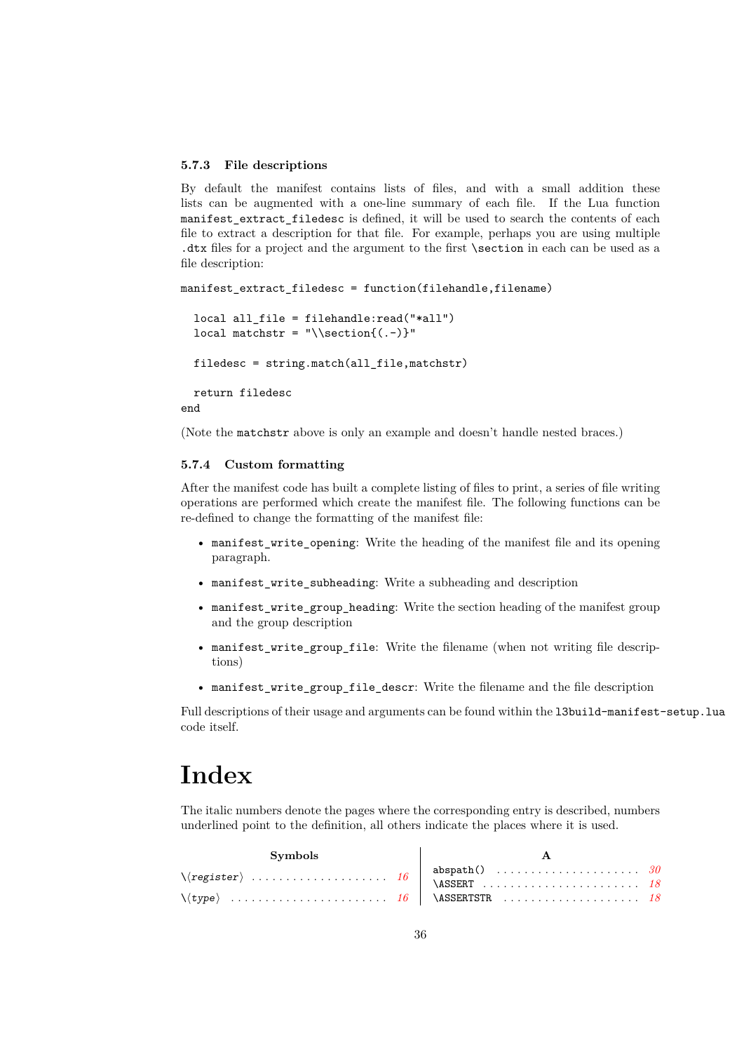### 5.7.3 File descriptions

By default the manifest contains lists of files, and with a small addition these lists can be augmented with a one-line summary of each file. If the Lua function `manifest_extract_filedesc` is defined, it will be used to search the contents of each file to extract a description for that file. For example, perhaps you are using multiple `.dtx` files for a project and the argument to the first `\section` in each can be used as a file description:

```
manifest_extract_filedesc = function(filehandle,filename)

  local all_file = filehandle:read("*all")
  local matchstr = "\\section{(.-)}"

  filedesc = string.match(all_file,matchstr)

  return filedesc
end
```

(Note the `matchstr` above is only an example and doesn't handle nested braces.)

### 5.7.4 Custom formatting

After the manifest code has built a complete listing of files to print, a series of file writing operations are performed which create the manifest file. The following functions can be re-defined to change the formatting of the manifest file:

- `manifest_write_opening`: Write the heading of the manifest file and its opening paragraph.
- `manifest_write_subheading`: Write a subheading and description
- `manifest_write_group_heading`: Write the section heading of the manifest group and the group description
- `manifest_write_group_file`: Write the filename (when not writing file descriptions)
- `manifest_write_group_file_descr`: Write the filename and the file description

Full descriptions of their usage and arguments can be found within the `l3build-manifest-setup.lua` code itself.

# Index

The italic numbers denote the pages where the corresponding entry is described, numbers underlined point to the definition, all others indicate the places where it is used.

**Symbols**

\⟨*register*⟩ . . . . . . . . . . *16*

\⟨*type*⟩ . . . . . . . . . . *16*

**A**

`abspath()` . . . . . . . . . . *30*

`\ASSERT` . . . . . . . . . . *18*

`\ASSERTSTR` . . . . . . . . . . *18*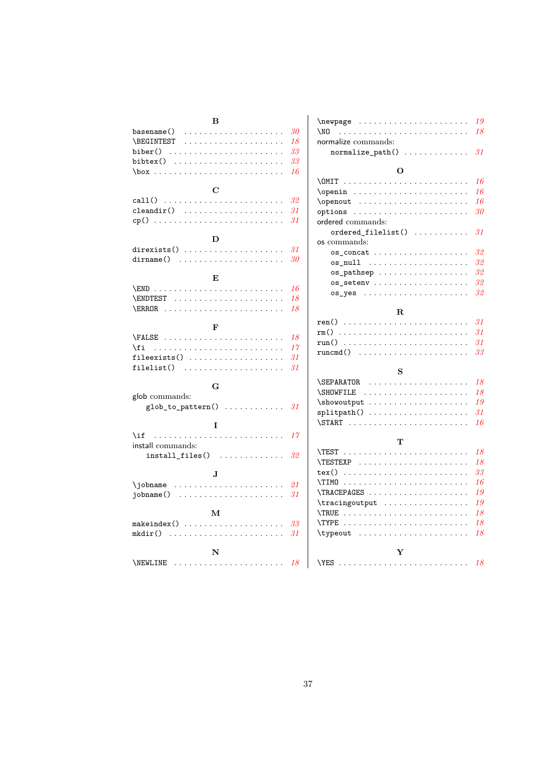**B**

basename() . . . . . . . . . . . . . . . . . . . . 30
\BEGINTEST . . . . . . . . . . . . . . . . . . . . 18
biber() . . . . . . . . . . . . . . . . . . . . . . . 33
bibtex() . . . . . . . . . . . . . . . . . . . . . . 33
\box . . . . . . . . . . . . . . . . . . . . . . . . . 16

**C**

call() . . . . . . . . . . . . . . . . . . . . . . . . 32
cleandir() . . . . . . . . . . . . . . . . . . . . 31
cp() . . . . . . . . . . . . . . . . . . . . . . . . . 31

**D**

direxists() . . . . . . . . . . . . . . . . . . . . 31
dirname() . . . . . . . . . . . . . . . . . . . . . 30

**E**

\END . . . . . . . . . . . . . . . . . . . . . . . . . 16
\ENDTEST . . . . . . . . . . . . . . . . . . . . . . 18
\ERROR . . . . . . . . . . . . . . . . . . . . . . . 18

**F**

\FALSE . . . . . . . . . . . . . . . . . . . . . . . 18
\fi . . . . . . . . . . . . . . . . . . . . . . . . . . 17
fileexists() . . . . . . . . . . . . . . . . . . . 31
filelist() . . . . . . . . . . . . . . . . . . . . 31

**G**

glob commands:
  glob_to_pattern() . . . . . . . . . . . . 31

**I**

\if . . . . . . . . . . . . . . . . . . . . . . . . . . 17
install commands:
  install_files() . . . . . . . . . . . . . 32

**J**

\jobname . . . . . . . . . . . . . . . . . . . . . . 21
jobname() . . . . . . . . . . . . . . . . . . . . . 31

**M**

makeindex() . . . . . . . . . . . . . . . . . . . 33
mkdir() . . . . . . . . . . . . . . . . . . . . . . 31

**N**

\NEWLINE . . . . . . . . . . . . . . . . . . . . . . 18
\newpage . . . . . . . . . . . . . . . . . . . . . . 19
\NO . . . . . . . . . . . . . . . . . . . . . . . . . . 18
normalize commands:
  normalize_path() . . . . . . . . . . . . . 31

**O**

\OMIT . . . . . . . . . . . . . . . . . . . . . . . . 16
\openin . . . . . . . . . . . . . . . . . . . . . . . 16
\openout . . . . . . . . . . . . . . . . . . . . . . 16
options . . . . . . . . . . . . . . . . . . . . . . . 30
ordered commands:
  ordered_filelist() . . . . . . . . . . . 31
os commands:
  os_concat . . . . . . . . . . . . . . . . . . . 32
  os_null . . . . . . . . . . . . . . . . . . . . . 32
  os_pathsep . . . . . . . . . . . . . . . . . . 32
  os_setenv . . . . . . . . . . . . . . . . . . . 32
  os_yes . . . . . . . . . . . . . . . . . . . . . 32

**R**

ren() . . . . . . . . . . . . . . . . . . . . . . . . 31
rm() . . . . . . . . . . . . . . . . . . . . . . . . . 31
run() . . . . . . . . . . . . . . . . . . . . . . . . 31
runcmd() . . . . . . . . . . . . . . . . . . . . . . 33

**S**

\SEPARATOR . . . . . . . . . . . . . . . . . . . . 18
\SHOWFILE . . . . . . . . . . . . . . . . . . . . . 18
\showoutput . . . . . . . . . . . . . . . . . . . 19
splitpath() . . . . . . . . . . . . . . . . . . . 31
\START . . . . . . . . . . . . . . . . . . . . . . . 16

**T**

\TEST . . . . . . . . . . . . . . . . . . . . . . . . 18
\TESTEXP . . . . . . . . . . . . . . . . . . . . . . 18
tex() . . . . . . . . . . . . . . . . . . . . . . . . 33
\TIMO . . . . . . . . . . . . . . . . . . . . . . . . 16
\TRACEPAGES . . . . . . . . . . . . . . . . . . . 19
\tracingoutput . . . . . . . . . . . . . . . . 19
\TRUE . . . . . . . . . . . . . . . . . . . . . . . . 18
\TYPE . . . . . . . . . . . . . . . . . . . . . . . . 18
\typeout . . . . . . . . . . . . . . . . . . . . . . 18

**Y**

\YES . . . . . . . . . . . . . . . . . . . . . . . . . 18